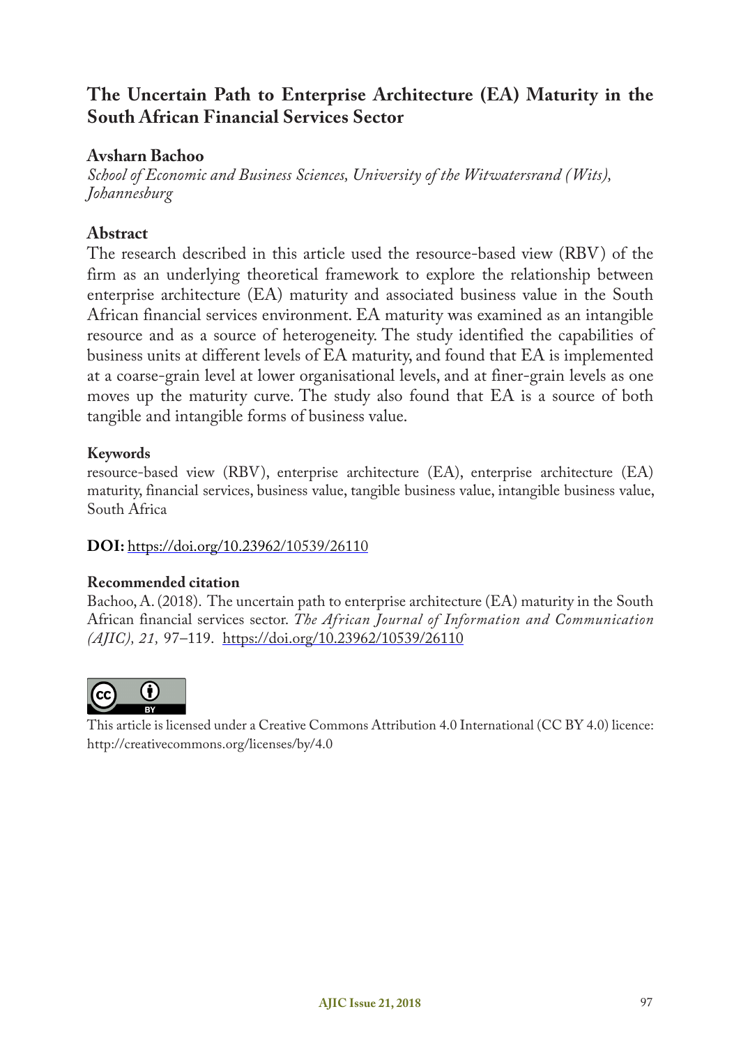# The Uncertain Path to Enterprise Architecture (EA) Maturity in the South African Financial Services Sector

**Avsharn Bachoo**

*School of Economic and Business Sciences, University of the Witwatersrand (Wits), Johannesburg*

## Abstract

The research described in this article used the resource-based view (RBV) of the firm as an underlying theoretical framework to explore the relationship between enterprise architecture (EA) maturity and associated business value in the South African financial services environment. EA maturity was examined as an intangible resource and as a source of heterogeneity. The study identified the capabilities of business units at different levels of EA maturity, and found that EA is implemented at a coarse-grain level at lower organisational levels, and at finer-grain levels as one moves up the maturity curve. The study also found that EA is a source of both tangible and intangible forms of business value.

### Keywords

resource-based view (RBV), enterprise architecture (EA), enterprise architecture (EA) maturity, financial services, business value, tangible business value, intangible business value, South Africa

**DOI:** https://doi.org/10.23962/10539/26110

### Recommended citation

Bachoo, A. (2018). The uncertain path to enterprise architecture (EA) maturity in the South African financial services sector. *The African Journal of Information and Communication (AJIC), 21,* 97–119. https://doi.org/10.23962/10539/26110

This article is licensed under a Creative Commons Attribution 4.0 International (CC BY 4.0) licence: http://creativecommons.org/licenses/by/4.0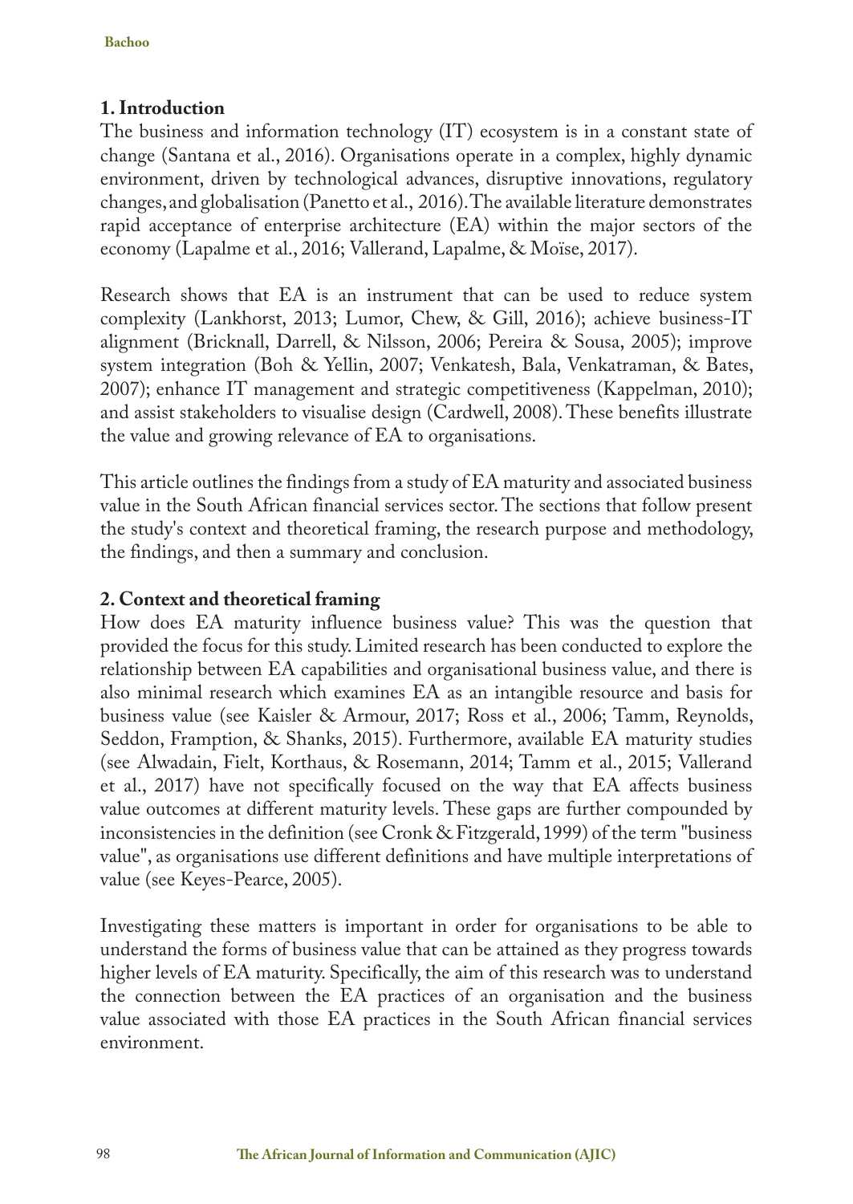## 1. Introduction

The business and information technology (IT) ecosystem is in a constant state of change (Santana et al., 2016). Organisations operate in a complex, highly dynamic environment, driven by technological advances, disruptive innovations, regulatory changes, and globalisation (Panetto et al., 2016). The available literature demonstrates rapid acceptance of enterprise architecture (EA) within the major sectors of the economy (Lapalme et al., 2016; Vallerand, Lapalme, & Moïse, 2017).

Research shows that EA is an instrument that can be used to reduce system complexity (Lankhorst, 2013; Lumor, Chew, & Gill, 2016); achieve business-IT alignment (Bricknall, Darrell, & Nilsson, 2006; Pereira & Sousa, 2005); improve system integration (Boh & Yellin, 2007; Venkatesh, Bala, Venkatraman, & Bates, 2007); enhance IT management and strategic competitiveness (Kappelman, 2010); and assist stakeholders to visualise design (Cardwell, 2008). These benefits illustrate the value and growing relevance of EA to organisations.

This article outlines the findings from a study of EA maturity and associated business value in the South African financial services sector. The sections that follow present the study's context and theoretical framing, the research purpose and methodology, the findings, and then a summary and conclusion.

## 2. Context and theoretical framing

How does EA maturity influence business value? This was the question that provided the focus for this study. Limited research has been conducted to explore the relationship between EA capabilities and organisational business value, and there is also minimal research which examines EA as an intangible resource and basis for business value (see Kaisler & Armour, 2017; Ross et al., 2006; Tamm, Reynolds, Seddon, Frampton, & Shanks, 2015). Furthermore, available EA maturity studies (see Alwadain, Fielt, Korthaus, & Rosemann, 2014; Tamm et al., 2015; Vallerand et al., 2017) have not specifically focused on the way that EA affects business value outcomes at different maturity levels. These gaps are further compounded by inconsistencies in the definition (see Cronk & Fitzgerald, 1999) of the term "business value", as organisations use different definitions and have multiple interpretations of value (see Keyes-Pearce, 2005).

Investigating these matters is important in order for organisations to be able to understand the forms of business value that can be attained as they progress towards higher levels of EA maturity. Specifically, the aim of this research was to understand the connection between the EA practices of an organisation and the business value associated with those EA practices in the South African financial services environment.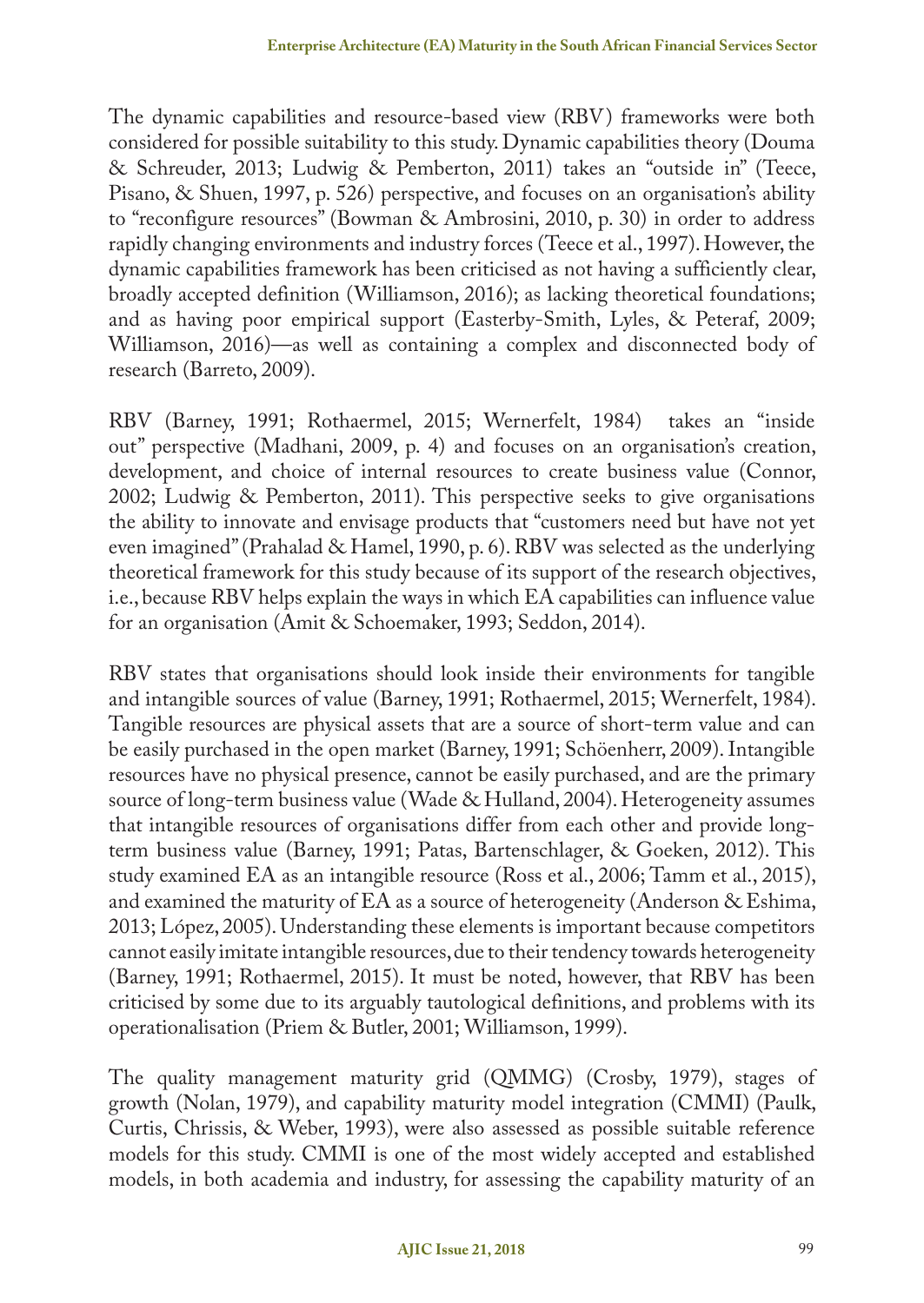The dynamic capabilities and resource-based view (RBV) frameworks were both considered for possible suitability to this study. Dynamic capabilities theory (Douma & Schreuder, 2013; Ludwig & Pemberton, 2011) takes an "outside in" (Teece, Pisano, & Shuen, 1997, p. 526) perspective, and focuses on an organisation's ability to "reconfigure resources" (Bowman & Ambrosini, 2010, p. 30) in order to address rapidly changing environments and industry forces (Teece et al., 1997). However, the dynamic capabilities framework has been criticised as not having a sufficiently clear, broadly accepted definition (Williamson, 2016); as lacking theoretical foundations; and as having poor empirical support (Easterby-Smith, Lyles, & Peteraf, 2009; Williamson, 2016)—as well as containing a complex and disconnected body of research (Barreto, 2009).

RBV (Barney, 1991; Rothaermel, 2015; Wernerfelt, 1984) takes an "inside out" perspective (Madhani, 2009, p. 4) and focuses on an organisation's creation, development, and choice of internal resources to create business value (Connor, 2002; Ludwig & Pemberton, 2011). This perspective seeks to give organisations the ability to innovate and envisage products that "customers need but have not yet even imagined" (Prahalad & Hamel, 1990, p. 6). RBV was selected as the underlying theoretical framework for this study because of its support of the research objectives, i.e., because RBV helps explain the ways in which EA capabilities can influence value for an organisation (Amit & Schoemaker, 1993; Seddon, 2014).

RBV states that organisations should look inside their environments for tangible and intangible sources of value (Barney, 1991; Rothaermel, 2015; Wernerfelt, 1984). Tangible resources are physical assets that are a source of short-term value and can be easily purchased in the open market (Barney, 1991; Schöenherr, 2009). Intangible resources have no physical presence, cannot be easily purchased, and are the primary source of long-term business value (Wade & Hulland, 2004). Heterogeneity assumes that intangible resources of organisations differ from each other and provide long-term business value (Barney, 1991; Patas, Bartenschlager, & Goeken, 2012). This study examined EA as an intangible resource (Ross et al., 2006; Tamm et al., 2015), and examined the maturity of EA as a source of heterogeneity (Anderson & Eshima, 2013; López, 2005). Understanding these elements is important because competitors cannot easily imitate intangible resources, due to their tendency towards heterogeneity (Barney, 1991; Rothaermel, 2015). It must be noted, however, that RBV has been criticised by some due to its arguably tautological definitions, and problems with its operationalisation (Priem & Butler, 2001; Williamson, 1999).

The quality management maturity grid (QMMG) (Crosby, 1979), stages of growth (Nolan, 1979), and capability maturity model integration (CMMI) (Paulk, Curtis, Chrissis, & Weber, 1993), were also assessed as possible suitable reference models for this study. CMMI is one of the most widely accepted and established models, in both academia and industry, for assessing the capability maturity of an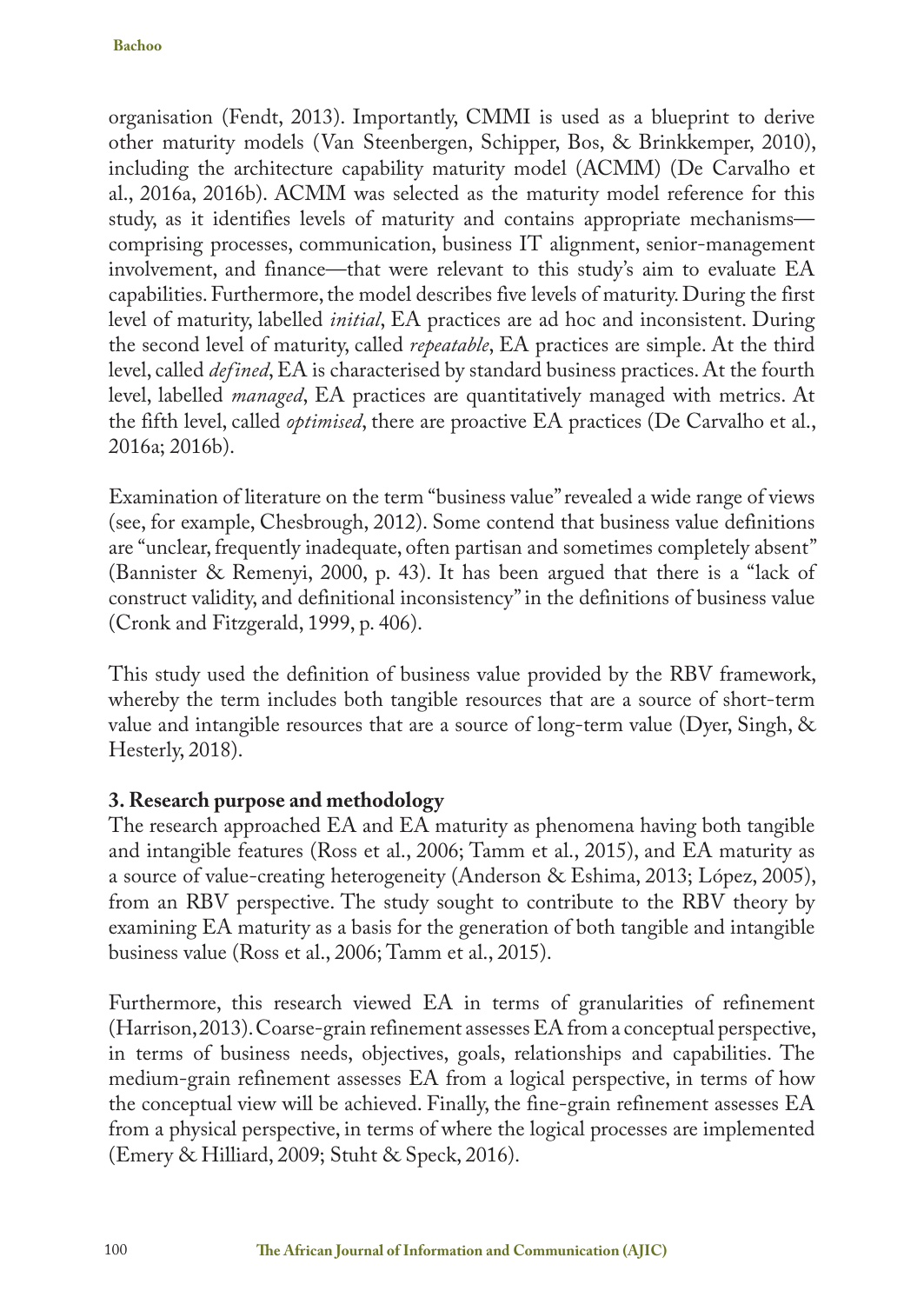organisation (Fendt, 2013). Importantly, CMMI is used as a blueprint to derive other maturity models (Van Steenbergen, Schipper, Bos, & Brinkkemper, 2010), including the architecture capability maturity model (ACMM) (De Carvalho et al., 2016a, 2016b). ACMM was selected as the maturity model reference for this study, as it identifies levels of maturity and contains appropriate mechanisms—comprising processes, communication, business IT alignment, senior-management involvement, and finance—that were relevant to this study's aim to evaluate EA capabilities. Furthermore, the model describes five levels of maturity. During the first level of maturity, labelled *initial*, EA practices are ad hoc and inconsistent. During the second level of maturity, called *repeatable*, EA practices are simple. At the third level, called *defined*, EA is characterised by standard business practices. At the fourth level, labelled *managed*, EA practices are quantitatively managed with metrics. At the fifth level, called *optimised*, there are proactive EA practices (De Carvalho et al., 2016a; 2016b).

Examination of literature on the term "business value" revealed a wide range of views (see, for example, Chesbrough, 2012). Some contend that business value definitions are "unclear, frequently inadequate, often partisan and sometimes completely absent" (Bannister & Remenyi, 2000, p. 43). It has been argued that there is a "lack of construct validity, and definitional inconsistency" in the definitions of business value (Cronk and Fitzgerald, 1999, p. 406).

This study used the definition of business value provided by the RBV framework, whereby the term includes both tangible resources that are a source of short-term value and intangible resources that are a source of long-term value (Dyer, Singh, & Hesterly, 2018).

## 3. Research purpose and methodology

The research approached EA and EA maturity as phenomena having both tangible and intangible features (Ross et al., 2006; Tamm et al., 2015), and EA maturity as a source of value-creating heterogeneity (Anderson & Eshima, 2013; López, 2005), from an RBV perspective. The study sought to contribute to the RBV theory by examining EA maturity as a basis for the generation of both tangible and intangible business value (Ross et al., 2006; Tamm et al., 2015).

Furthermore, this research viewed EA in terms of granularities of refinement (Harrison, 2013). Coarse-grain refinement assesses EA from a conceptual perspective, in terms of business needs, objectives, goals, relationships and capabilities. The medium-grain refinement assesses EA from a logical perspective, in terms of how the conceptual view will be achieved. Finally, the fine-grain refinement assesses EA from a physical perspective, in terms of where the logical processes are implemented (Emery & Hilliard, 2009; Stuht & Speck, 2016).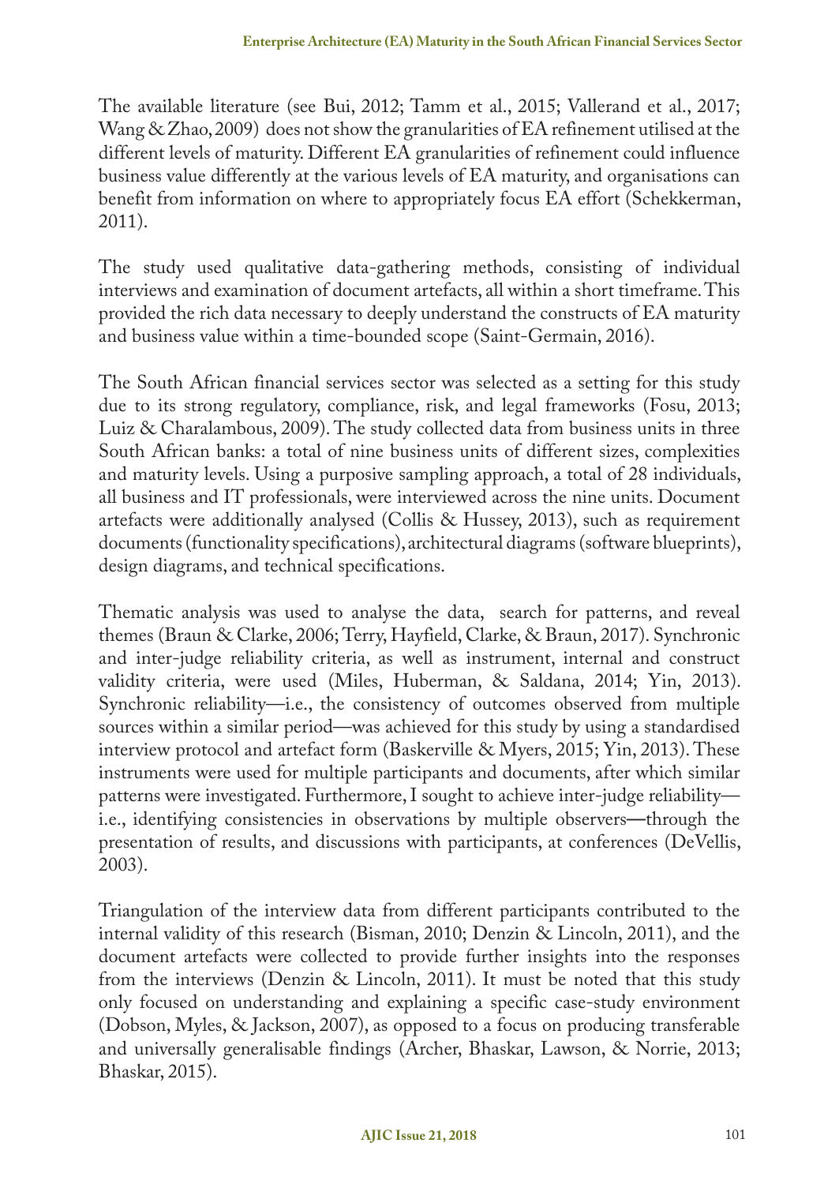The available literature (see Bui, 2012; Tamm et al., 2015; Vallerand et al., 2017; Wang & Zhao, 2009) does not show the granularities of EA refinement utilised at the different levels of maturity. Different EA granularities of refinement could influence business value differently at the various levels of EA maturity, and organisations can benefit from information on where to appropriately focus EA effort (Schekkerman, 2011).

The study used qualitative data-gathering methods, consisting of individual interviews and examination of document artefacts, all within a short timeframe. This provided the rich data necessary to deeply understand the constructs of EA maturity and business value within a time-bounded scope (Saint-Germain, 2016).

The South African financial services sector was selected as a setting for this study due to its strong regulatory, compliance, risk, and legal frameworks (Fosu, 2013; Luiz & Charalambous, 2009). The study collected data from business units in three South African banks: a total of nine business units of different sizes, complexities and maturity levels. Using a purposive sampling approach, a total of 28 individuals, all business and IT professionals, were interviewed across the nine units. Document artefacts were additionally analysed (Collis & Hussey, 2013), such as requirement documents (functionality specifications), architectural diagrams (software blueprints), design diagrams, and technical specifications.

Thematic analysis was used to analyse the data, search for patterns, and reveal themes (Braun & Clarke, 2006; Terry, Hayfield, Clarke, & Braun, 2017). Synchronic and inter-judge reliability criteria, as well as instrument, internal and construct validity criteria, were used (Miles, Huberman, & Saldana, 2014; Yin, 2013). Synchronic reliability—i.e., the consistency of outcomes observed from multiple sources within a similar period—was achieved for this study by using a standardised interview protocol and artefact form (Baskerville & Myers, 2015; Yin, 2013). These instruments were used for multiple participants and documents, after which similar patterns were investigated. Furthermore, I sought to achieve inter-judge reliability—i.e., identifying consistencies in observations by multiple observers—through the presentation of results, and discussions with participants, at conferences (DeVellis, 2003).

Triangulation of the interview data from different participants contributed to the internal validity of this research (Bisman, 2010; Denzin & Lincoln, 2011), and the document artefacts were collected to provide further insights into the responses from the interviews (Denzin & Lincoln, 2011). It must be noted that this study only focused on understanding and explaining a specific case-study environment (Dobson, Myles, & Jackson, 2007), as opposed to a focus on producing transferable and universally generalisable findings (Archer, Bhaskar, Lawson, & Norrie, 2013; Bhaskar, 2015).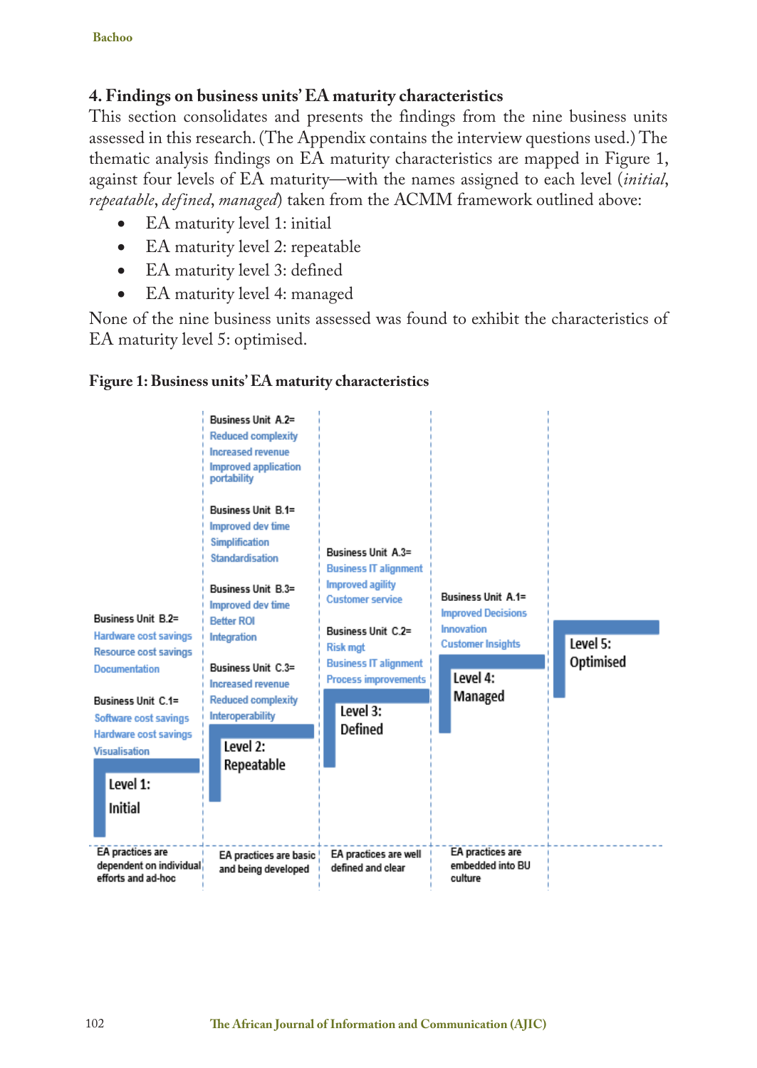## 4. Findings on business units' EA maturity characteristics

This section consolidates and presents the findings from the nine business units assessed in this research. (The Appendix contains the interview questions used.) The thematic analysis findings on EA maturity characteristics are mapped in Figure 1, against four levels of EA maturity—with the names assigned to each level (*initial*, *repeatable*, *defined*, *managed*) taken from the ACMM framework outlined above:

- EA maturity level 1: initial
- EA maturity level 2: repeatable
- EA maturity level 3: defined
- EA maturity level 4: managed

None of the nine business units assessed was found to exhibit the characteristics of EA maturity level 5: optimised.

**Figure 1: Business units' EA maturity characteristics**

| Level 1: Initial | Level 2: Repeatable | Level 3: Defined | Level 4: Managed | Level 5: Optimised |
|---|---|---|---|---|
| Business Unit B.2= Hardware cost savings, Resource cost savings, Documentation | Business Unit A.2= Reduced complexity, Increased revenue, Improved application portability | Business Unit A.3= Business IT alignment, Improved agility, Customer service | Business Unit A.1= Improved Decisions, Innovation, Customer Insights | |
| Business Unit C.1= Software cost savings, Hardware cost savings, Visualisation | Business Unit B.1= Improved dev time, Simplification, Standardisation | Business Unit C.2= Risk mgt, Business IT alignment, Process improvements | | |
| | Business Unit B.3= Improved dev time, Better ROI, Integration | | | |
| | Business Unit C.3= Increased revenue, Reduced complexity, Interoperability | | | |
| EA practices are dependent on individual efforts and ad-hoc | EA practices are basic and being developed | EA practices are well defined and clear | EA practices are embedded into BU culture | |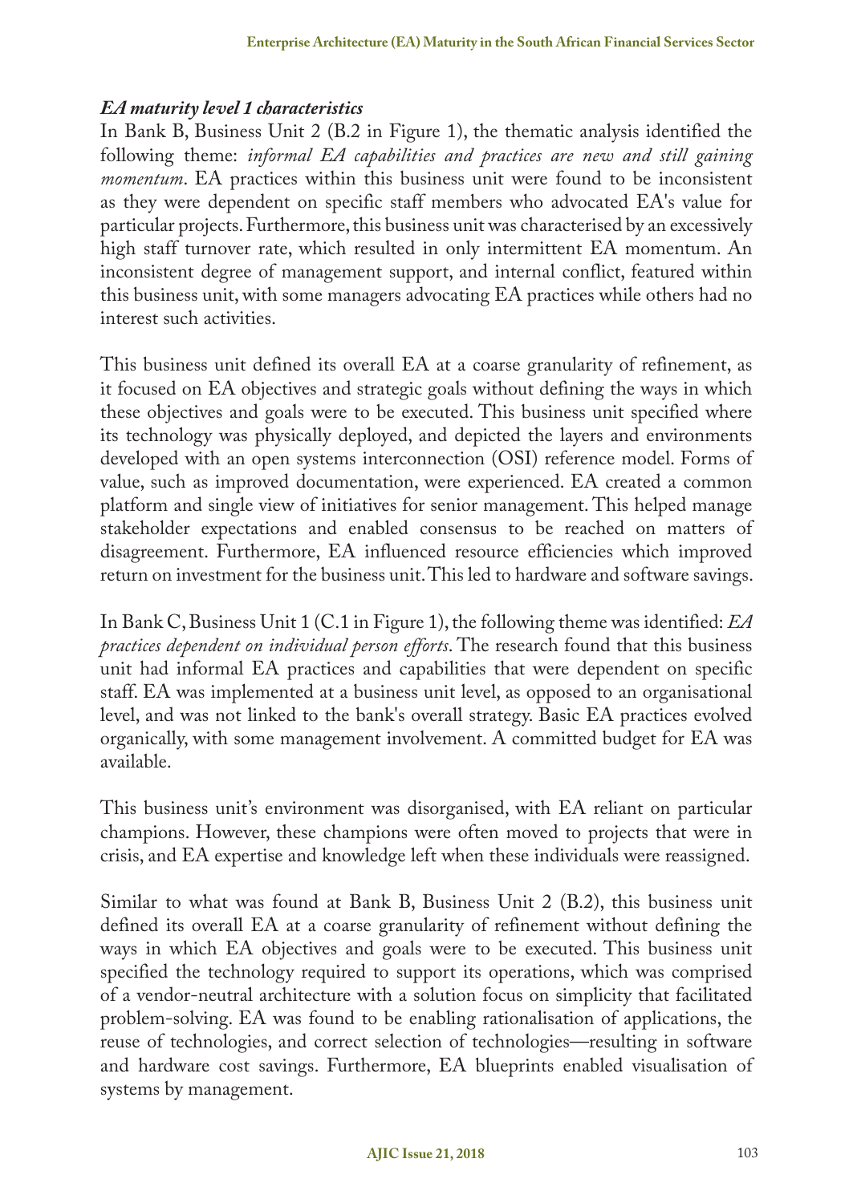### *EA maturity level 1 characteristics*

In Bank B, Business Unit 2 (B.2 in Figure 1), the thematic analysis identified the following theme: *informal EA capabilities and practices are new and still gaining momentum*. EA practices within this business unit were found to be inconsistent as they were dependent on specific staff members who advocated EA's value for particular projects. Furthermore, this business unit was characterised by an excessively high staff turnover rate, which resulted in only intermittent EA momentum. An inconsistent degree of management support, and internal conflict, featured within this business unit, with some managers advocating EA practices while others had no interest such activities.

This business unit defined its overall EA at a coarse granularity of refinement, as it focused on EA objectives and strategic goals without defining the ways in which these objectives and goals were to be executed. This business unit specified where its technology was physically deployed, and depicted the layers and environments developed with an open systems interconnection (OSI) reference model. Forms of value, such as improved documentation, were experienced. EA created a common platform and single view of initiatives for senior management. This helped manage stakeholder expectations and enabled consensus to be reached on matters of disagreement. Furthermore, EA influenced resource efficiencies which improved return on investment for the business unit. This led to hardware and software savings.

In Bank C, Business Unit 1 (C.1 in Figure 1), the following theme was identified: *EA practices dependent on individual person efforts*. The research found that this business unit had informal EA practices and capabilities that were dependent on specific staff. EA was implemented at a business unit level, as opposed to an organisational level, and was not linked to the bank's overall strategy. Basic EA practices evolved organically, with some management involvement. A committed budget for EA was available.

This business unit's environment was disorganised, with EA reliant on particular champions. However, these champions were often moved to projects that were in crisis, and EA expertise and knowledge left when these individuals were reassigned.

Similar to what was found at Bank B, Business Unit 2 (B.2), this business unit defined its overall EA at a coarse granularity of refinement without defining the ways in which EA objectives and goals were to be executed. This business unit specified the technology required to support its operations, which was comprised of a vendor-neutral architecture with a solution focus on simplicity that facilitated problem-solving. EA was found to be enabling rationalisation of applications, the reuse of technologies, and correct selection of technologies—resulting in software and hardware cost savings. Furthermore, EA blueprints enabled visualisation of systems by management.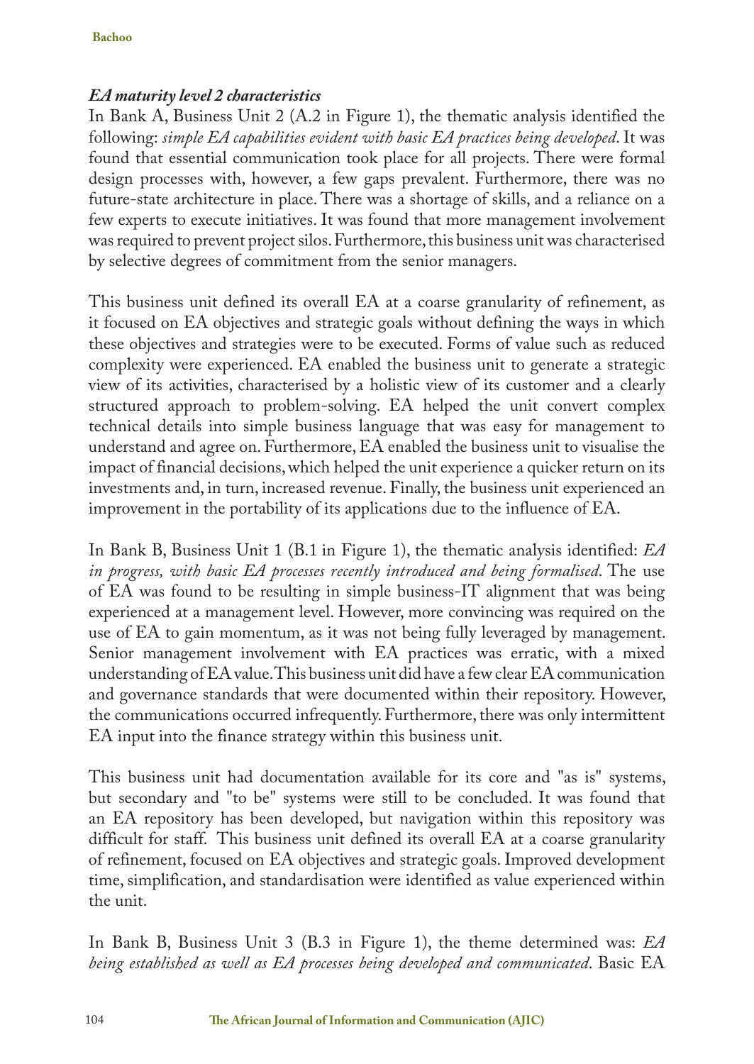### *EA maturity level 2 characteristics*

In Bank A, Business Unit 2 (A.2 in Figure 1), the thematic analysis identified the following: *simple EA capabilities evident with basic EA practices being developed*. It was found that essential communication took place for all projects. There were formal design processes with, however, a few gaps prevalent. Furthermore, there was no future-state architecture in place. There was a shortage of skills, and a reliance on a few experts to execute initiatives. It was found that more management involvement was required to prevent project silos. Furthermore, this business unit was characterised by selective degrees of commitment from the senior managers.

This business unit defined its overall EA at a coarse granularity of refinement, as it focused on EA objectives and strategic goals without defining the ways in which these objectives and strategies were to be executed. Forms of value such as reduced complexity were experienced. EA enabled the business unit to generate a strategic view of its activities, characterised by a holistic view of its customer and a clearly structured approach to problem-solving. EA helped the unit convert complex technical details into simple business language that was easy for management to understand and agree on. Furthermore, EA enabled the business unit to visualise the impact of financial decisions, which helped the unit experience a quicker return on its investments and, in turn, increased revenue. Finally, the business unit experienced an improvement in the portability of its applications due to the influence of EA.

In Bank B, Business Unit 1 (B.1 in Figure 1), the thematic analysis identified: *EA in progress, with basic EA processes recently introduced and being formalised*. The use of EA was found to be resulting in simple business-IT alignment that was being experienced at a management level. However, more convincing was required on the use of EA to gain momentum, as it was not being fully leveraged by management. Senior management involvement with EA practices was erratic, with a mixed understanding of EA value. This business unit did have a few clear EA communication and governance standards that were documented within their repository. However, the communications occurred infrequently. Furthermore, there was only intermittent EA input into the finance strategy within this business unit.

This business unit had documentation available for its core and "as is" systems, but secondary and "to be" systems were still to be concluded. It was found that an EA repository has been developed, but navigation within this repository was difficult for staff. This business unit defined its overall EA at a coarse granularity of refinement, focused on EA objectives and strategic goals. Improved development time, simplification, and standardisation were identified as value experienced within the unit.

In Bank B, Business Unit 3 (B.3 in Figure 1), the theme determined was: *EA being established as well as EA processes being developed and communicated*. Basic EA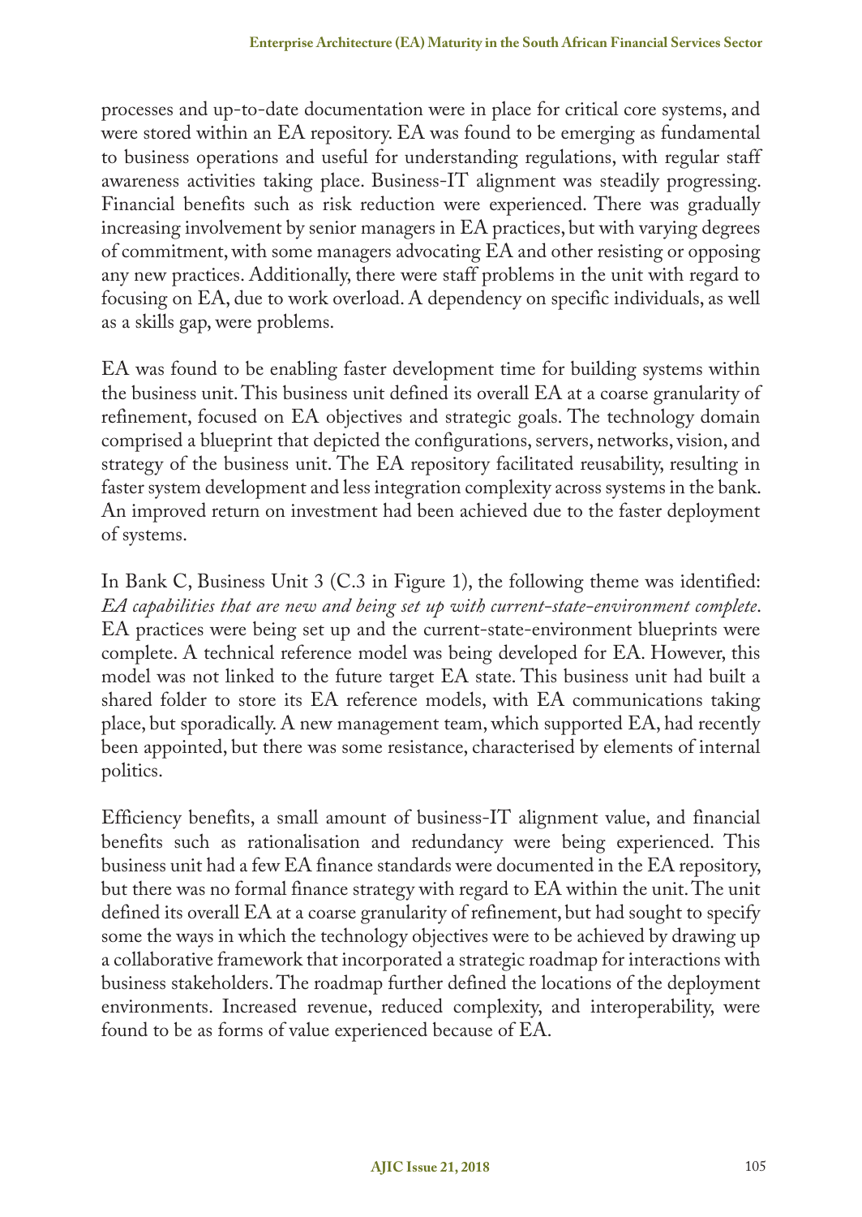processes and up-to-date documentation were in place for critical core systems, and were stored within an EA repository. EA was found to be emerging as fundamental to business operations and useful for understanding regulations, with regular staff awareness activities taking place. Business-IT alignment was steadily progressing. Financial benefits such as risk reduction were experienced. There was gradually increasing involvement by senior managers in EA practices, but with varying degrees of commitment, with some managers advocating EA and other resisting or opposing any new practices. Additionally, there were staff problems in the unit with regard to focusing on EA, due to work overload. A dependency on specific individuals, as well as a skills gap, were problems.

EA was found to be enabling faster development time for building systems within the business unit. This business unit defined its overall EA at a coarse granularity of refinement, focused on EA objectives and strategic goals. The technology domain comprised a blueprint that depicted the configurations, servers, networks, vision, and strategy of the business unit. The EA repository facilitated reusability, resulting in faster system development and less integration complexity across systems in the bank. An improved return on investment had been achieved due to the faster deployment of systems.

In Bank C, Business Unit 3 (C.3 in Figure 1), the following theme was identified: *EA capabilities that are new and being set up with current-state-environment complete*. EA practices were being set up and the current-state-environment blueprints were complete. A technical reference model was being developed for EA. However, this model was not linked to the future target EA state. This business unit had built a shared folder to store its EA reference models, with EA communications taking place, but sporadically. A new management team, which supported EA, had recently been appointed, but there was some resistance, characterised by elements of internal politics.

Efficiency benefits, a small amount of business-IT alignment value, and financial benefits such as rationalisation and redundancy were being experienced. This business unit had a few EA finance standards were documented in the EA repository, but there was no formal finance strategy with regard to EA within the unit. The unit defined its overall EA at a coarse granularity of refinement, but had sought to specify some the ways in which the technology objectives were to be achieved by drawing up a collaborative framework that incorporated a strategic roadmap for interactions with business stakeholders. The roadmap further defined the locations of the deployment environments. Increased revenue, reduced complexity, and interoperability, were found to be as forms of value experienced because of EA.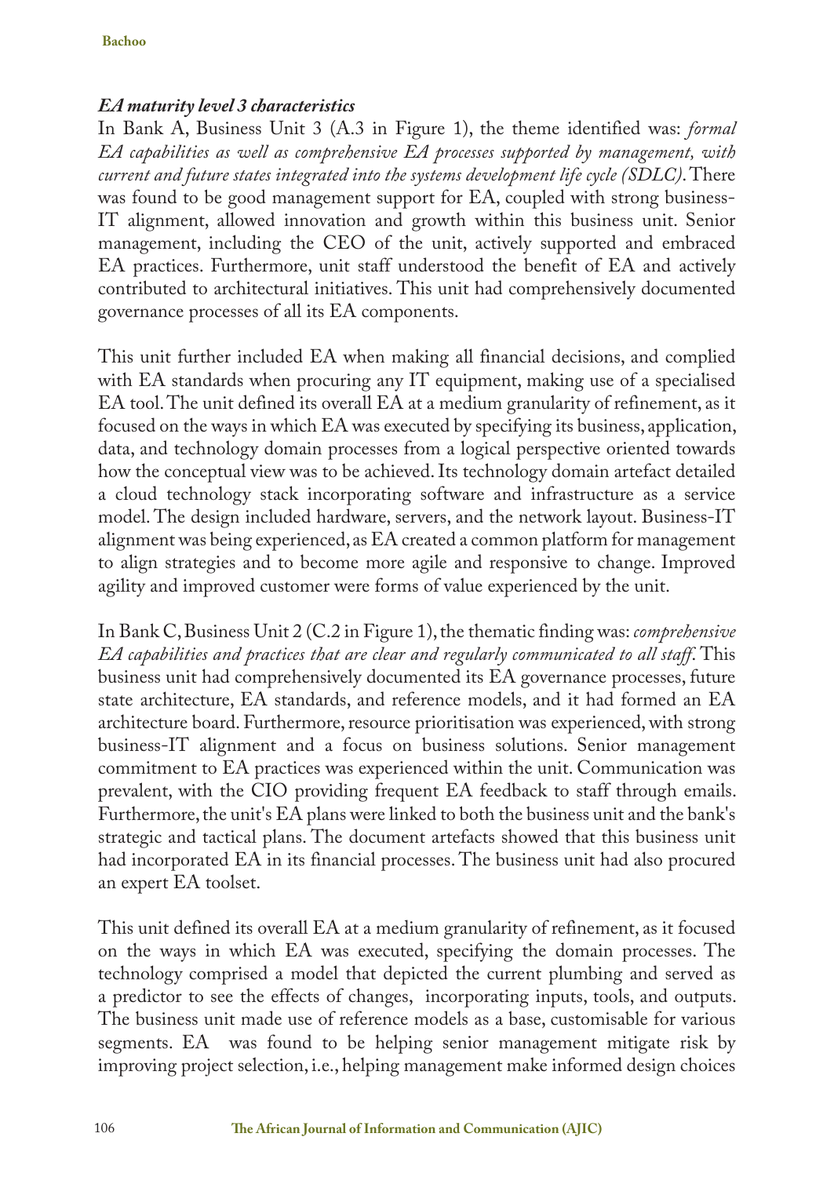### *EA maturity level 3 characteristics*

In Bank A, Business Unit 3 (A.3 in Figure 1), the theme identified was: *formal EA capabilities as well as comprehensive EA processes supported by management, with current and future states integrated into the systems development life cycle (SDLC)*. There was found to be good management support for EA, coupled with strong business-IT alignment, allowed innovation and growth within this business unit. Senior management, including the CEO of the unit, actively supported and embraced EA practices. Furthermore, unit staff understood the benefit of EA and actively contributed to architectural initiatives. This unit had comprehensively documented governance processes of all its EA components.

This unit further included EA when making all financial decisions, and complied with EA standards when procuring any IT equipment, making use of a specialised EA tool. The unit defined its overall EA at a medium granularity of refinement, as it focused on the ways in which EA was executed by specifying its business, application, data, and technology domain processes from a logical perspective oriented towards how the conceptual view was to be achieved. Its technology domain artefact detailed a cloud technology stack incorporating software and infrastructure as a service model. The design included hardware, servers, and the network layout. Business-IT alignment was being experienced, as EA created a common platform for management to align strategies and to become more agile and responsive to change. Improved agility and improved customer were forms of value experienced by the unit.

In Bank C, Business Unit 2 (C.2 in Figure 1), the thematic finding was: *comprehensive EA capabilities and practices that are clear and regularly communicated to all staff*. This business unit had comprehensively documented its EA governance processes, future state architecture, EA standards, and reference models, and it had formed an EA architecture board. Furthermore, resource prioritisation was experienced, with strong business-IT alignment and a focus on business solutions. Senior management commitment to EA practices was experienced within the unit. Communication was prevalent, with the CIO providing frequent EA feedback to staff through emails. Furthermore, the unit's EA plans were linked to both the business unit and the bank's strategic and tactical plans. The document artefacts showed that this business unit had incorporated EA in its financial processes. The business unit had also procured an expert EA toolset.

This unit defined its overall EA at a medium granularity of refinement, as it focused on the ways in which EA was executed, specifying the domain processes. The technology comprised a model that depicted the current plumbing and served as a predictor to see the effects of changes, incorporating inputs, tools, and outputs. The business unit made use of reference models as a base, customisable for various segments. EA was found to be helping senior management mitigate risk by improving project selection, i.e., helping management make informed design choices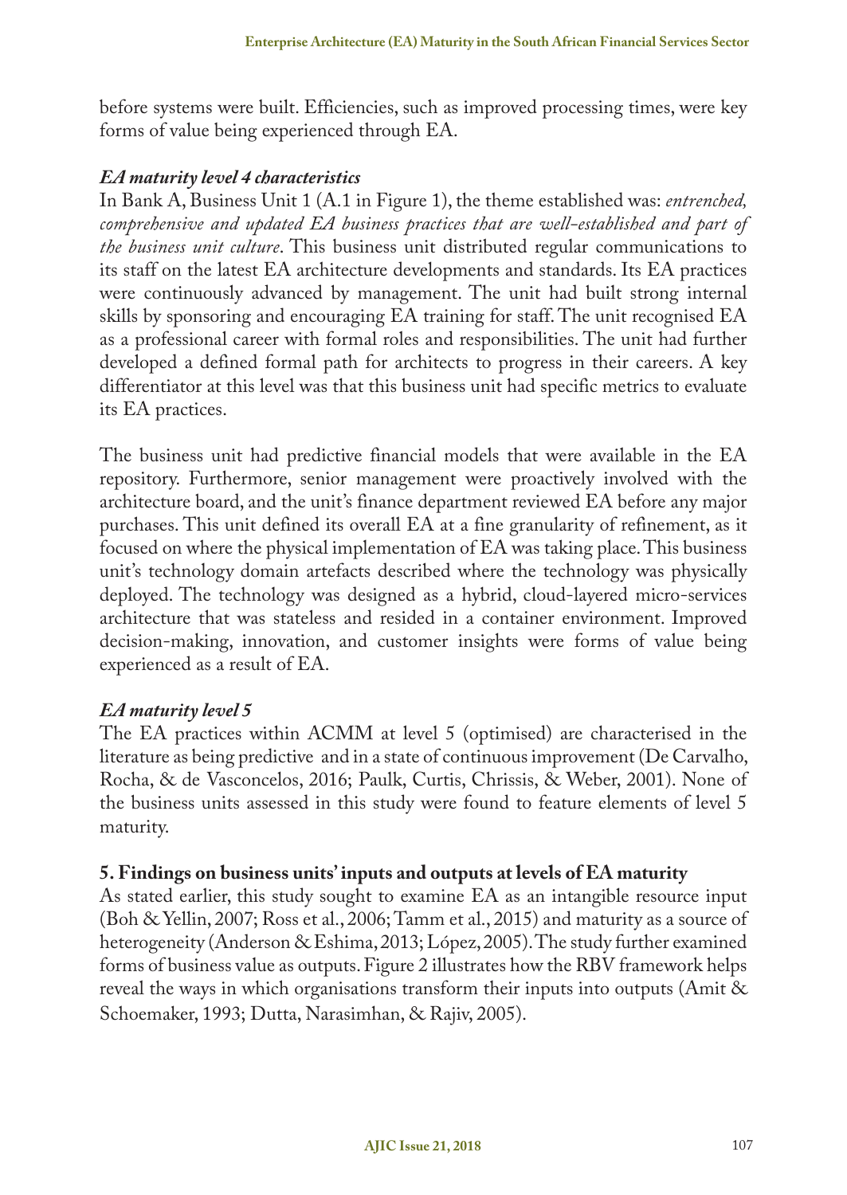before systems were built. Efficiencies, such as improved processing times, were key forms of value being experienced through EA.

### *EA maturity level 4 characteristics*

In Bank A, Business Unit 1 (A.1 in Figure 1), the theme established was: *entrenched, comprehensive and updated EA business practices that are well-established and part of the business unit culture*. This business unit distributed regular communications to its staff on the latest EA architecture developments and standards. Its EA practices were continuously advanced by management. The unit had built strong internal skills by sponsoring and encouraging EA training for staff. The unit recognised EA as a professional career with formal roles and responsibilities. The unit had further developed a defined formal path for architects to progress in their careers. A key differentiator at this level was that this business unit had specific metrics to evaluate its EA practices.

The business unit had predictive financial models that were available in the EA repository. Furthermore, senior management were proactively involved with the architecture board, and the unit's finance department reviewed EA before any major purchases. This unit defined its overall EA at a fine granularity of refinement, as it focused on where the physical implementation of EA was taking place. This business unit's technology domain artefacts described where the technology was physically deployed. The technology was designed as a hybrid, cloud-layered micro-services architecture that was stateless and resided in a container environment. Improved decision-making, innovation, and customer insights were forms of value being experienced as a result of EA.

### *EA maturity level 5*

The EA practices within ACMM at level 5 (optimised) are characterised in the literature as being predictive and in a state of continuous improvement (De Carvalho, Rocha, & de Vasconcelos, 2016; Paulk, Curtis, Chrissis, & Weber, 2001). None of the business units assessed in this study were found to feature elements of level 5 maturity.

## 5. Findings on business units' inputs and outputs at levels of EA maturity

As stated earlier, this study sought to examine EA as an intangible resource input (Boh & Yellin, 2007; Ross et al., 2006; Tamm et al., 2015) and maturity as a source of heterogeneity (Anderson & Eshima, 2013; López, 2005). The study further examined forms of business value as outputs. Figure 2 illustrates how the RBV framework helps reveal the ways in which organisations transform their inputs into outputs (Amit & Schoemaker, 1993; Dutta, Narasimhan, & Rajiv, 2005).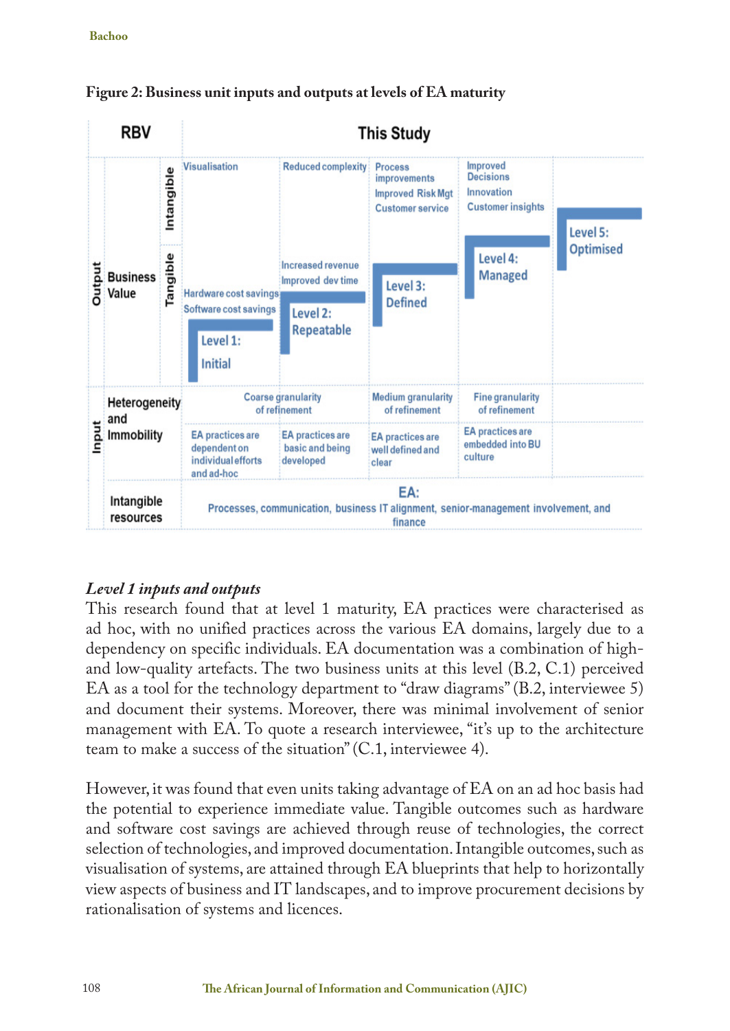**Figure 2: Business unit inputs and outputs at levels of EA maturity**

| RBV | | | This Study | | | | |
|---|---|---|---|---|---|---|---|
| Output | Business Value | Intangible | Visualisation | Reduced complexity | Process improvements<br>Improved Risk Mgt<br>Customer service | Improved Decisions<br>Innovation<br>Customer insights | |
| | | Tangible | Hardware cost savings<br>Software cost savings | Increased revenue<br>Improved dev time | | | |
| | | | Level 1: Initial | Level 2: Repeatable | Level 3: Defined | Level 4: Managed | Level 5: Optimised |
| Input | Heterogeneity and Immobility | | Coarse granularity of refinement | | Medium granularity of refinement | Fine granularity of refinement | |
| | | | EA practices are dependent on individual efforts and ad-hoc | EA practices are basic and being developed | EA practices are well defined and clear | EA practices are embedded into BU culture | |
| | Intangible resources | | EA: Processes, communication, business IT alignment, senior-management involvement, and finance | | | | |

### *Level 1 inputs and outputs*

This research found that at level 1 maturity, EA practices were characterised as ad hoc, with no unified practices across the various EA domains, largely due to a dependency on specific individuals. EA documentation was a combination of high- and low-quality artefacts. The two business units at this level (B.2, C.1) perceived EA as a tool for the technology department to "draw diagrams" (B.2, interviewee 5) and document their systems. Moreover, there was minimal involvement of senior management with EA. To quote a research interviewee, "it's up to the architecture team to make a success of the situation" (C.1, interviewee 4).

However, it was found that even units taking advantage of EA on an ad hoc basis had the potential to experience immediate value. Tangible outcomes such as hardware and software cost savings are achieved through reuse of technologies, the correct selection of technologies, and improved documentation. Intangible outcomes, such as visualisation of systems, are attained through EA blueprints that help to horizontally view aspects of business and IT landscapes, and to improve procurement decisions by rationalisation of systems and licences.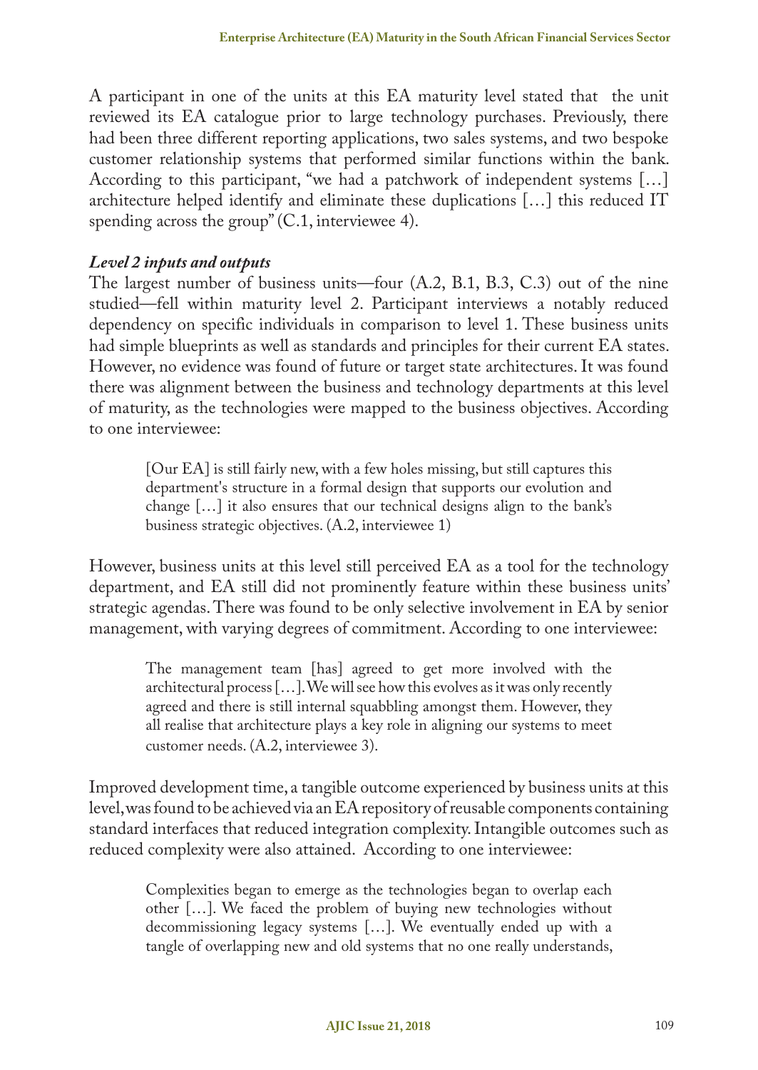A participant in one of the units at this EA maturity level stated that the unit reviewed its EA catalogue prior to large technology purchases. Previously, there had been three different reporting applications, two sales systems, and two bespoke customer relationship systems that performed similar functions within the bank. According to this participant, "we had a patchwork of independent systems […] architecture helped identify and eliminate these duplications […] this reduced IT spending across the group" (C.1, interviewee 4).

### *Level 2 inputs and outputs*

The largest number of business units—four (A.2, B.1, B.3, C.3) out of the nine studied—fell within maturity level 2. Participant interviews a notably reduced dependency on specific individuals in comparison to level 1. These business units had simple blueprints as well as standards and principles for their current EA states. However, no evidence was found of future or target state architectures. It was found there was alignment between the business and technology departments at this level of maturity, as the technologies were mapped to the business objectives. According to one interviewee:

> [Our EA] is still fairly new, with a few holes missing, but still captures this department's structure in a formal design that supports our evolution and change […] it also ensures that our technical designs align to the bank's business strategic objectives. (A.2, interviewee 1)

However, business units at this level still perceived EA as a tool for the technology department, and EA still did not prominently feature within these business units' strategic agendas. There was found to be only selective involvement in EA by senior management, with varying degrees of commitment. According to one interviewee:

> The management team [has] agreed to get more involved with the architectural process […]. We will see how this evolves as it was only recently agreed and there is still internal squabbling amongst them. However, they all realise that architecture plays a key role in aligning our systems to meet customer needs. (A.2, interviewee 3).

Improved development time, a tangible outcome experienced by business units at this level, was found to be achieved via an EA repository of reusable components containing standard interfaces that reduced integration complexity. Intangible outcomes such as reduced complexity were also attained. According to one interviewee:

> Complexities began to emerge as the technologies began to overlap each other […]. We faced the problem of buying new technologies without decommissioning legacy systems […]. We eventually ended up with a tangle of overlapping new and old systems that no one really understands,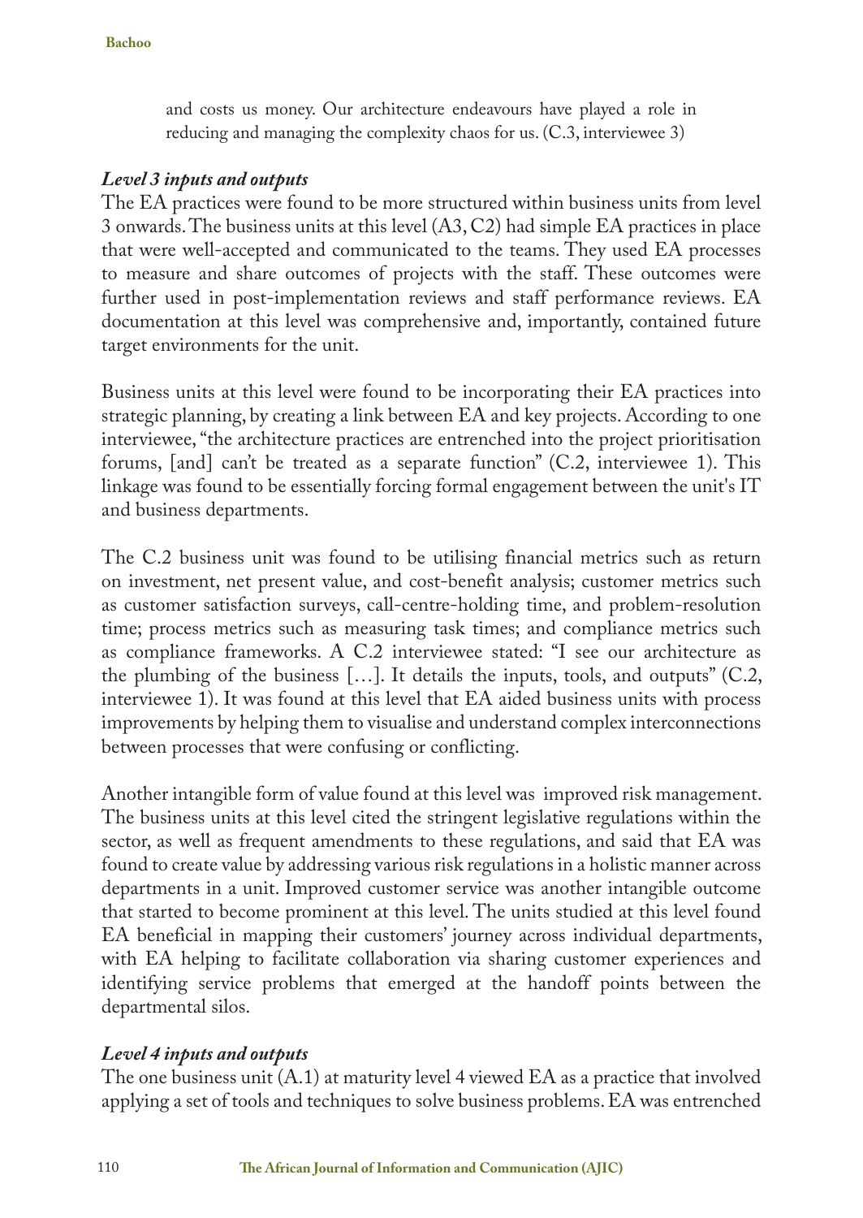> and costs us money. Our architecture endeavours have played a role in reducing and managing the complexity chaos for us. (C.3, interviewee 3)

### *Level 3 inputs and outputs*

The EA practices were found to be more structured within business units from level 3 onwards. The business units at this level (A3, C2) had simple EA practices in place that were well-accepted and communicated to the teams. They used EA processes to measure and share outcomes of projects with the staff. These outcomes were further used in post-implementation reviews and staff performance reviews. EA documentation at this level was comprehensive and, importantly, contained future target environments for the unit.

Business units at this level were found to be incorporating their EA practices into strategic planning, by creating a link between EA and key projects. According to one interviewee, "the architecture practices are entrenched into the project prioritisation forums, [and] can't be treated as a separate function" (C.2, interviewee 1). This linkage was found to be essentially forcing formal engagement between the unit's IT and business departments.

The C.2 business unit was found to be utilising financial metrics such as return on investment, net present value, and cost-benefit analysis; customer metrics such as customer satisfaction surveys, call-centre-holding time, and problem-resolution time; process metrics such as measuring task times; and compliance metrics such as compliance frameworks. A C.2 interviewee stated: "I see our architecture as the plumbing of the business […]. It details the inputs, tools, and outputs" (C.2, interviewee 1). It was found at this level that EA aided business units with process improvements by helping them to visualise and understand complex interconnections between processes that were confusing or conflicting.

Another intangible form of value found at this level was improved risk management. The business units at this level cited the stringent legislative regulations within the sector, as well as frequent amendments to these regulations, and said that EA was found to create value by addressing various risk regulations in a holistic manner across departments in a unit. Improved customer service was another intangible outcome that started to become prominent at this level. The units studied at this level found EA beneficial in mapping their customers' journey across individual departments, with EA helping to facilitate collaboration via sharing customer experiences and identifying service problems that emerged at the handoff points between the departmental silos.

### *Level 4 inputs and outputs*

The one business unit (A.1) at maturity level 4 viewed EA as a practice that involved applying a set of tools and techniques to solve business problems. EA was entrenched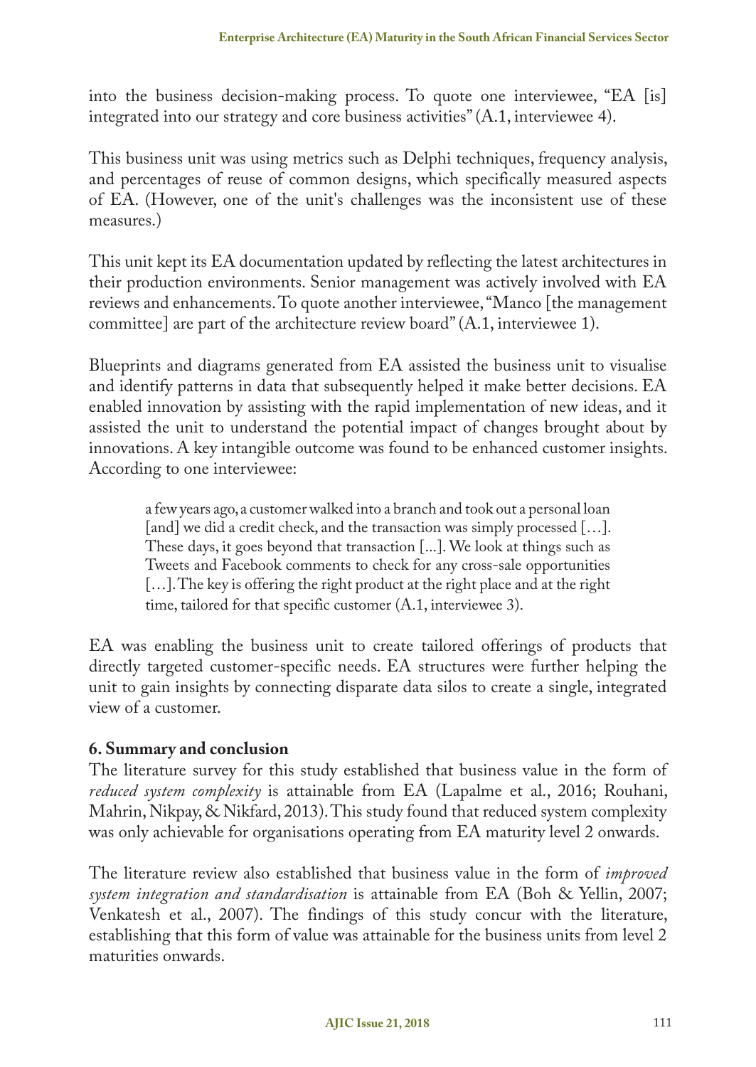into the business decision-making process. To quote one interviewee, "EA [is] integrated into our strategy and core business activities" (A.1, interviewee 4).

This business unit was using metrics such as Delphi techniques, frequency analysis, and percentages of reuse of common designs, which specifically measured aspects of EA. (However, one of the unit's challenges was the inconsistent use of these measures.)

This unit kept its EA documentation updated by reflecting the latest architectures in their production environments. Senior management was actively involved with EA reviews and enhancements. To quote another interviewee, "Manco [the management committee] are part of the architecture review board" (A.1, interviewee 1).

Blueprints and diagrams generated from EA assisted the business unit to visualise and identify patterns in data that subsequently helped it make better decisions. EA enabled innovation by assisting with the rapid implementation of new ideas, and it assisted the unit to understand the potential impact of changes brought about by innovations. A key intangible outcome was found to be enhanced customer insights. According to one interviewee:

> a few years ago, a customer walked into a branch and took out a personal loan [and] we did a credit check, and the transaction was simply processed […]. These days, it goes beyond that transaction [...]. We look at things such as Tweets and Facebook comments to check for any cross-sale opportunities […]. The key is offering the right product at the right place and at the right time, tailored for that specific customer (A.1, interviewee 3).

EA was enabling the business unit to create tailored offerings of products that directly targeted customer-specific needs. EA structures were further helping the unit to gain insights by connecting disparate data silos to create a single, integrated view of a customer.

## 6. Summary and conclusion

The literature survey for this study established that business value in the form of *reduced system complexity* is attainable from EA (Lapalme et al., 2016; Rouhani, Mahrin, Nikpay, & Nikfard, 2013). This study found that reduced system complexity was only achievable for organisations operating from EA maturity level 2 onwards.

The literature review also established that business value in the form of *improved system integration and standardisation* is attainable from EA (Boh & Yellin, 2007; Venkatesh et al., 2007). The findings of this study concur with the literature, establishing that this form of value was attainable for the business units from level 2 maturities onwards.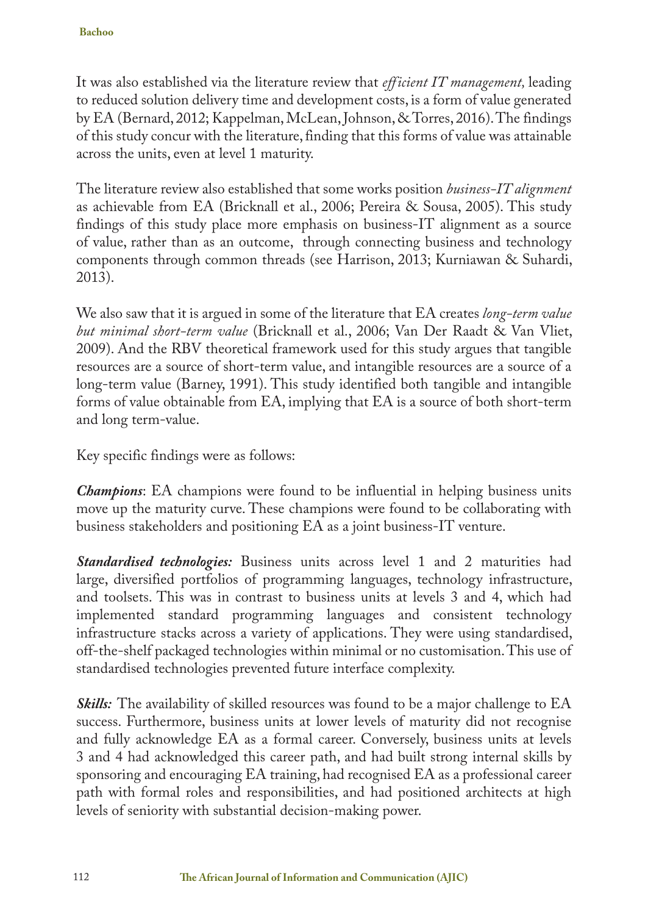It was also established via the literature review that *efficient IT management,* leading to reduced solution delivery time and development costs, is a form of value generated by EA (Bernard, 2012; Kappelman, McLean, Johnson, & Torres, 2016). The findings of this study concur with the literature, finding that this forms of value was attainable across the units, even at level 1 maturity.

The literature review also established that some works position *business-IT alignment* as achievable from EA (Bricknall et al., 2006; Pereira & Sousa, 2005). This study findings of this study place more emphasis on business-IT alignment as a source of value, rather than as an outcome, through connecting business and technology components through common threads (see Harrison, 2013; Kurniawan & Suhardi, 2013).

We also saw that it is argued in some of the literature that EA creates *long-term value but minimal short-term value* (Bricknall et al., 2006; Van Der Raadt & Van Vliet, 2009). And the RBV theoretical framework used for this study argues that tangible resources are a source of short-term value, and intangible resources are a source of a long-term value (Barney, 1991). This study identified both tangible and intangible forms of value obtainable from EA, implying that EA is a source of both short-term and long term-value.

Key specific findings were as follows:

***Champions***: EA champions were found to be influential in helping business units move up the maturity curve. These champions were found to be collaborating with business stakeholders and positioning EA as a joint business-IT venture.

***Standardised technologies:*** Business units across level 1 and 2 maturities had large, diversified portfolios of programming languages, technology infrastructure, and toolsets. This was in contrast to business units at levels 3 and 4, which had implemented standard programming languages and consistent technology infrastructure stacks across a variety of applications. They were using standardised, off-the-shelf packaged technologies within minimal or no customisation. This use of standardised technologies prevented future interface complexity.

***Skills:*** The availability of skilled resources was found to be a major challenge to EA success. Furthermore, business units at lower levels of maturity did not recognise and fully acknowledge EA as a formal career. Conversely, business units at levels 3 and 4 had acknowledged this career path, and had built strong internal skills by sponsoring and encouraging EA training, had recognised EA as a professional career path with formal roles and responsibilities, and had positioned architects at high levels of seniority with substantial decision-making power.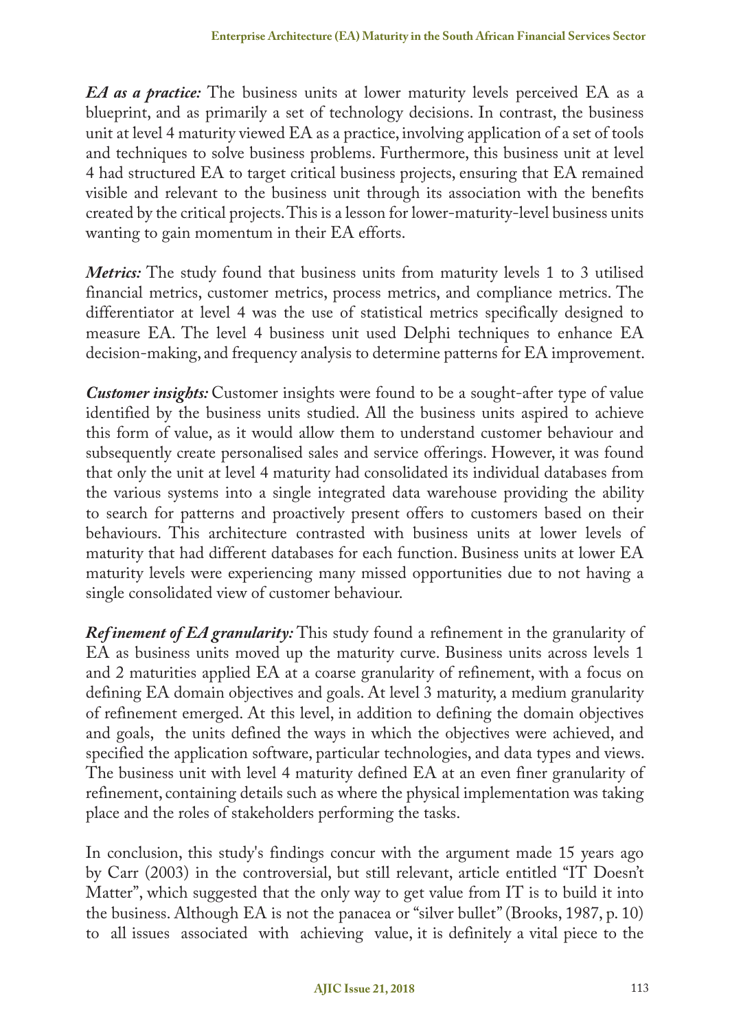***EA as a practice:*** The business units at lower maturity levels perceived EA as a blueprint, and as primarily a set of technology decisions. In contrast, the business unit at level 4 maturity viewed EA as a practice, involving application of a set of tools and techniques to solve business problems. Furthermore, this business unit at level 4 had structured EA to target critical business projects, ensuring that EA remained visible and relevant to the business unit through its association with the benefits created by the critical projects. This is a lesson for lower-maturity-level business units wanting to gain momentum in their EA efforts.

***Metrics:*** The study found that business units from maturity levels 1 to 3 utilised financial metrics, customer metrics, process metrics, and compliance metrics. The differentiator at level 4 was the use of statistical metrics specifically designed to measure EA. The level 4 business unit used Delphi techniques to enhance EA decision-making, and frequency analysis to determine patterns for EA improvement.

***Customer insights:*** Customer insights were found to be a sought-after type of value identified by the business units studied. All the business units aspired to achieve this form of value, as it would allow them to understand customer behaviour and subsequently create personalised sales and service offerings. However, it was found that only the unit at level 4 maturity had consolidated its individual databases from the various systems into a single integrated data warehouse providing the ability to search for patterns and proactively present offers to customers based on their behaviours. This architecture contrasted with business units at lower levels of maturity that had different databases for each function. Business units at lower EA maturity levels were experiencing many missed opportunities due to not having a single consolidated view of customer behaviour.

***Refinement of EA granularity:*** This study found a refinement in the granularity of EA as business units moved up the maturity curve. Business units across levels 1 and 2 maturities applied EA at a coarse granularity of refinement, with a focus on defining EA domain objectives and goals. At level 3 maturity, a medium granularity of refinement emerged. At this level, in addition to defining the domain objectives and goals, the units defined the ways in which the objectives were achieved, and specified the application software, particular technologies, and data types and views. The business unit with level 4 maturity defined EA at an even finer granularity of refinement, containing details such as where the physical implementation was taking place and the roles of stakeholders performing the tasks.

In conclusion, this study's findings concur with the argument made 15 years ago by Carr (2003) in the controversial, but still relevant, article entitled "IT Doesn't Matter", which suggested that the only way to get value from IT is to build it into the business. Although EA is not the panacea or "silver bullet" (Brooks, 1987, p. 10) to all issues associated with achieving value, it is definitely a vital piece to the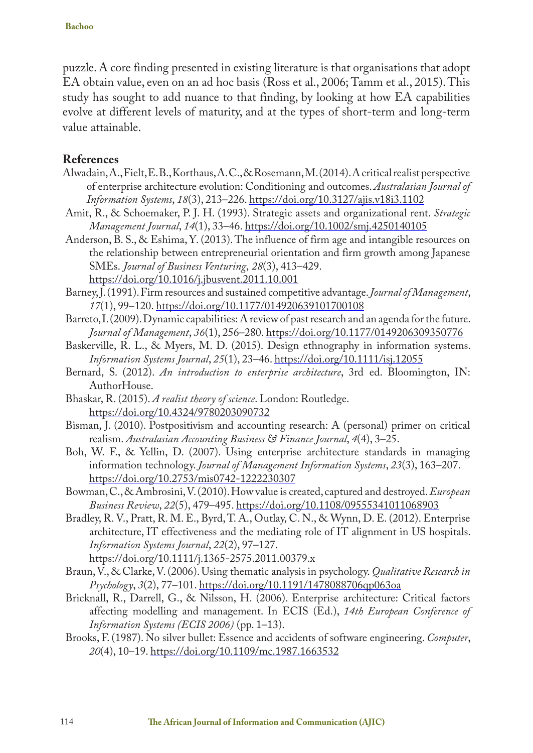puzzle. A core finding presented in existing literature is that organisations that adopt EA obtain value, even on an ad hoc basis (Ross et al., 2006; Tamm et al., 2015). This study has sought to add nuance to that finding, by looking at how EA capabilities evolve at different levels of maturity, and at the types of short-term and long-term value attainable.

## References

Alwadain, A., Fielt, E. B., Korthaus, A. C., & Rosemann, M. (2014). A critical realist perspective of enterprise architecture evolution: Conditioning and outcomes. *Australasian Journal of Information Systems*, *18*(3), 213–226. https://doi.org/10.3127/ajis.v18i3.1102

Amit, R., & Schoemaker, P. J. H. (1993). Strategic assets and organizational rent. *Strategic Management Journal*, *14*(1), 33–46. https://doi.org/10.1002/smj.4250140105

Anderson, B. S., & Eshima, Y. (2013). The influence of firm age and intangible resources on the relationship between entrepreneurial orientation and firm growth among Japanese SMEs. *Journal of Business Venturing*, *28*(3), 413–429. https://doi.org/10.1016/j.jbusvent.2011.10.001

Barney, J. (1991). Firm resources and sustained competitive advantage. *Journal of Management*, *17*(1), 99–120. https://doi.org/10.1177/014920639101700108

Barreto, I. (2009). Dynamic capabilities: A review of past research and an agenda for the future. *Journal of Management*, *36*(1), 256–280. https://doi.org/10.1177/0149206309350776

Baskerville, R. L., & Myers, M. D. (2015). Design ethnography in information systems. *Information Systems Journal*, *25*(1), 23–46. https://doi.org/10.1111/isj.12055

Bernard, S. (2012). *An introduction to enterprise architecture*, 3rd ed. Bloomington, IN: AuthorHouse.

Bhaskar, R. (2015). *A realist theory of science*. London: Routledge. https://doi.org/10.4324/9780203090732

Bisman, J. (2010). Postpositivism and accounting research: A (personal) primer on critical realism. *Australasian Accounting Business & Finance Journal*, *4*(4), 3–25.

Boh, W. F., & Yellin, D. (2007). Using enterprise architecture standards in managing information technology. *Journal of Management Information Systems*, *23*(3), 163–207. https://doi.org/10.2753/mis0742-1222230307

Bowman, C., & Ambrosini, V. (2010). How value is created, captured and destroyed. *European Business Review*, *22*(5), 479–495. https://doi.org/10.1108/09555341011068903

Bradley, R. V., Pratt, R. M. E., Byrd, T. A., Outlay, C. N., & Wynn, D. E. (2012). Enterprise architecture, IT effectiveness and the mediating role of IT alignment in US hospitals. *Information Systems Journal*, *22*(2), 97–127. https://doi.org/10.1111/j.1365-2575.2011.00379.x

Braun, V., & Clarke, V. (2006). Using thematic analysis in psychology. *Qualitative Research in Psychology*, *3*(2), 77–101. https://doi.org/10.1191/1478088706qp063oa

Bricknall, R., Darrell, G., & Nilsson, H. (2006). Enterprise architecture: Critical factors affecting modelling and management. In ECIS (Ed.), *14th European Conference of Information Systems (ECIS 2006)* (pp. 1–13).

Brooks, F. (1987). No silver bullet: Essence and accidents of software engineering. *Computer*, *20*(4), 10–19. https://doi.org/10.1109/mc.1987.1663532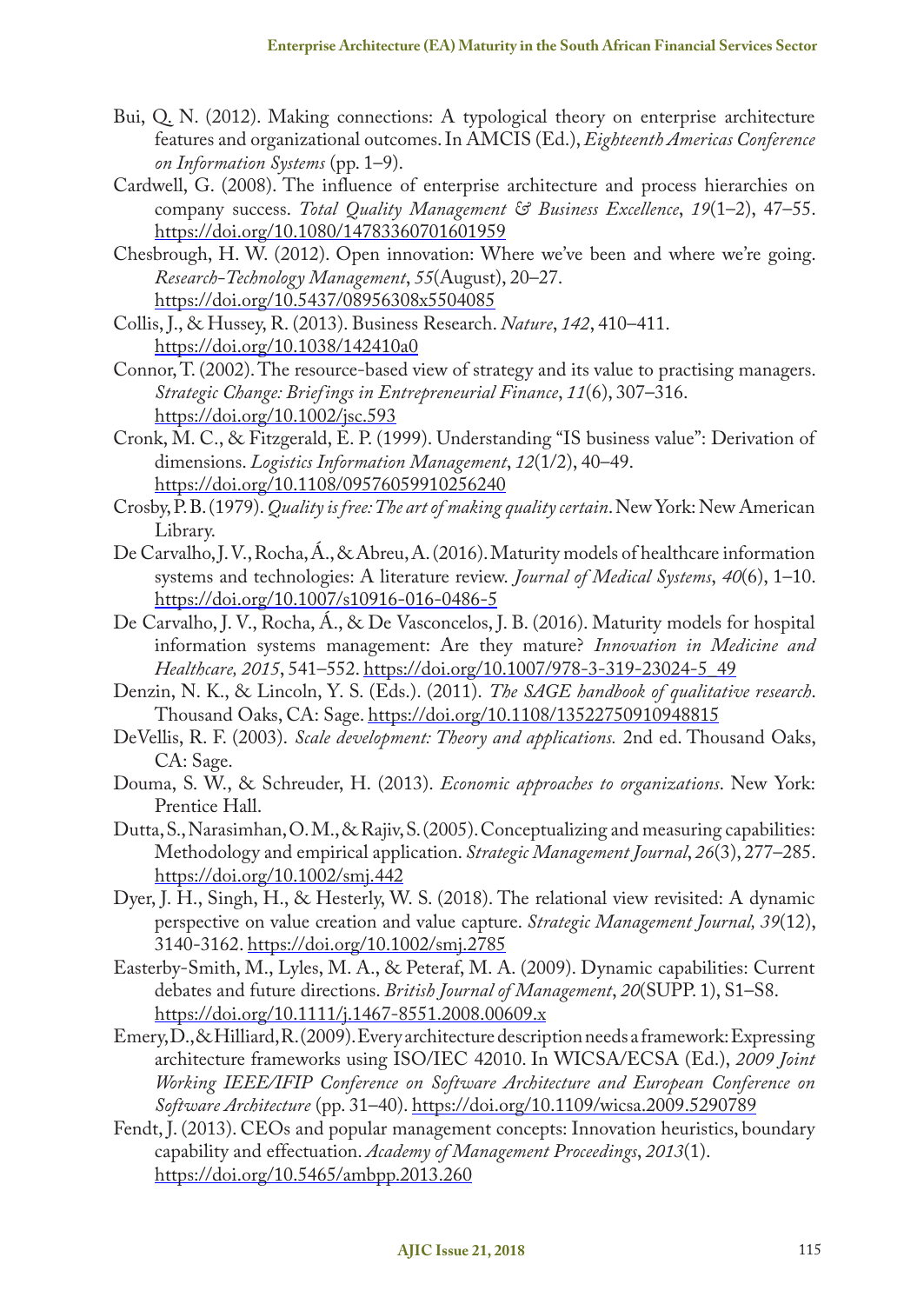Bui, Q. N. (2012). Making connections: A typological theory on enterprise architecture features and organizational outcomes. In AMCIS (Ed.), *Eighteenth Americas Conference on Information Systems* (pp. 1–9).

Cardwell, G. (2008). The influence of enterprise architecture and process hierarchies on company success. *Total Quality Management & Business Excellence*, *19*(1–2), 47–55. https://doi.org/10.1080/14783360701601959

Chesbrough, H. W. (2012). Open innovation: Where we've been and where we're going. *Research-Technology Management*, *55*(August), 20–27. https://doi.org/10.5437/08956308x5504085

Collis, J., & Hussey, R. (2013). Business Research. *Nature*, *142*, 410–411. https://doi.org/10.1038/142410a0

Connor, T. (2002). The resource-based view of strategy and its value to practising managers. *Strategic Change: Briefings in Entrepreneurial Finance*, *11*(6), 307–316. https://doi.org/10.1002/jsc.593

Cronk, M. C., & Fitzgerald, E. P. (1999). Understanding "IS business value": Derivation of dimensions. *Logistics Information Management*, *12*(1/2), 40–49. https://doi.org/10.1108/09576059910256240

Crosby, P. B. (1979). *Quality is free: The art of making quality certain*. New York: New American Library.

De Carvalho, J. V., Rocha, Á., & Abreu, A. (2016). Maturity models of healthcare information systems and technologies: A literature review. *Journal of Medical Systems*, *40*(6), 1–10. https://doi.org/10.1007/s10916-016-0486-5

De Carvalho, J. V., Rocha, Á., & De Vasconcelos, J. B. (2016). Maturity models for hospital information systems management: Are they mature? *Innovation in Medicine and Healthcare, 2015*, 541–552. https://doi.org/10.1007/978-3-319-23024-5_49

Denzin, N. K., & Lincoln, Y. S. (Eds.). (2011). *The SAGE handbook of qualitative research*. Thousand Oaks, CA: Sage. https://doi.org/10.1108/13522750910948815

DeVellis, R. F. (2003). *Scale development: Theory and applications.* 2nd ed. Thousand Oaks, CA: Sage.

Douma, S. W., & Schreuder, H. (2013). *Economic approaches to organizations*. New York: Prentice Hall.

Dutta, S., Narasimhan, O. M., & Rajiv, S. (2005). Conceptualizing and measuring capabilities: Methodology and empirical application. *Strategic Management Journal*, *26*(3), 277–285. https://doi.org/10.1002/smj.442

Dyer, J. H., Singh, H., & Hesterly, W. S. (2018). The relational view revisited: A dynamic perspective on value creation and value capture. *Strategic Management Journal, 39*(12), 3140-3162. https://doi.org/10.1002/smj.2785

Easterby-Smith, M., Lyles, M. A., & Peteraf, M. A. (2009). Dynamic capabilities: Current debates and future directions. *British Journal of Management*, *20*(SUPP. 1), S1–S8. https://doi.org/10.1111/j.1467-8551.2008.00609.x

Emery, D., & Hilliard, R. (2009). Every architecture description needs a framework: Expressing architecture frameworks using ISO/IEC 42010. In WICSA/ECSA (Ed.), *2009 Joint Working IEEE/IFIP Conference on Software Architecture and European Conference on Software Architecture* (pp. 31–40). https://doi.org/10.1109/wicsa.2009.5290789

Fendt, J. (2013). CEOs and popular management concepts: Innovation heuristics, boundary capability and effectuation. *Academy of Management Proceedings*, *2013*(1). https://doi.org/10.5465/ambpp.2013.260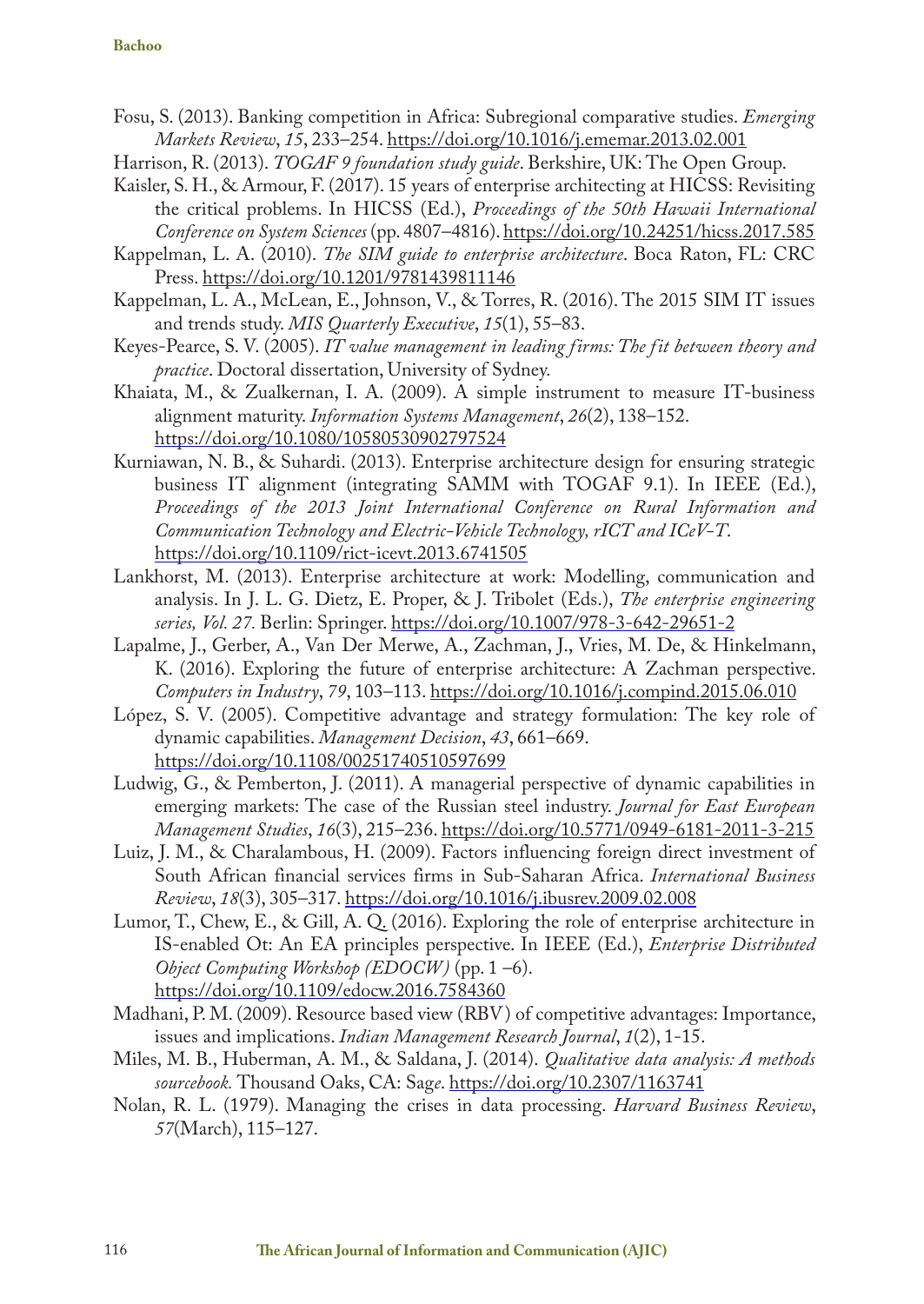Fosu, S. (2013). Banking competition in Africa: Subregional comparative studies. *Emerging Markets Review*, *15*, 233–254. https://doi.org/10.1016/j.ememar.2013.02.001

Harrison, R. (2013). *TOGAF 9 foundation study guide*. Berkshire, UK: The Open Group.

Kaisler, S. H., & Armour, F. (2017). 15 years of enterprise architecting at HICSS: Revisiting the critical problems. In HICSS (Ed.), *Proceedings of the 50th Hawaii International Conference on System Sciences* (pp. 4807–4816). https://doi.org/10.24251/hicss.2017.585

Kappelman, L. A. (2010). *The SIM guide to enterprise architecture*. Boca Raton, FL: CRC Press. https://doi.org/10.1201/9781439811146

Kappelman, L. A., McLean, E., Johnson, V., & Torres, R. (2016). The 2015 SIM IT issues and trends study. *MIS Quarterly Executive*, *15*(1), 55–83.

Keyes-Pearce, S. V. (2005). *IT value management in leading firms: The fit between theory and practice*. Doctoral dissertation, University of Sydney.

Khaiata, M., & Zualkernan, I. A. (2009). A simple instrument to measure IT-business alignment maturity. *Information Systems Management*, *26*(2), 138–152. https://doi.org/10.1080/10580530902797524

Kurniawan, N. B., & Suhardi. (2013). Enterprise architecture design for ensuring strategic business IT alignment (integrating SAMM with TOGAF 9.1). In IEEE (Ed.), *Proceedings of the 2013 Joint International Conference on Rural Information and Communication Technology and Electric-Vehicle Technology, rICT and ICeV-T*. https://doi.org/10.1109/rict-icevt.2013.6741505

Lankhorst, M. (2013). Enterprise architecture at work: Modelling, communication and analysis. In J. L. G. Dietz, E. Proper, & J. Tribolet (Eds.), *The enterprise engineering series, Vol. 27.* Berlin: Springer. https://doi.org/10.1007/978-3-642-29651-2

Lapalme, J., Gerber, A., Van Der Merwe, A., Zachman, J., Vries, M. De, & Hinkelmann, K. (2016). Exploring the future of enterprise architecture: A Zachman perspective. *Computers in Industry*, *79*, 103–113. https://doi.org/10.1016/j.compind.2015.06.010

López, S. V. (2005). Competitive advantage and strategy formulation: The key role of dynamic capabilities. *Management Decision*, *43*, 661–669. https://doi.org/10.1108/00251740510597699

Ludwig, G., & Pemberton, J. (2011). A managerial perspective of dynamic capabilities in emerging markets: The case of the Russian steel industry. *Journal for East European Management Studies*, *16*(3), 215–236. https://doi.org/10.5771/0949-6181-2011-3-215

Luiz, J. M., & Charalambous, H. (2009). Factors influencing foreign direct investment of South African financial services firms in Sub-Saharan Africa. *International Business Review*, *18*(3), 305–317. https://doi.org/10.1016/j.ibusrev.2009.02.008

Lumor, T., Chew, E., & Gill, A. Q. (2016). Exploring the role of enterprise architecture in IS-enabled Ot: An EA principles perspective. In IEEE (Ed.), *Enterprise Distributed Object Computing Workshop (EDOCW)* (pp. 1 –6). https://doi.org/10.1109/edocw.2016.7584360

Madhani, P. M. (2009). Resource based view (RBV) of competitive advantages: Importance, issues and implications. *Indian Management Research Journal*, *1*(2), 1-15.

Miles, M. B., Huberman, A. M., & Saldana, J. (2014). *Qualitative data analysis: A methods sourcebook.* Thousand Oaks, CA: Sage. https://doi.org/10.2307/1163741

Nolan, R. L. (1979). Managing the crises in data processing. *Harvard Business Review*, *57*(March), 115–127.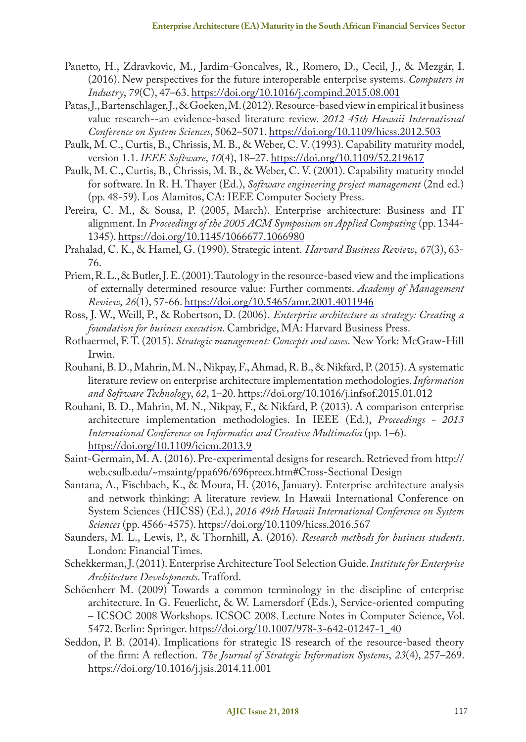Panetto, H., Zdravkovic, M., Jardim-Goncalves, R., Romero, D., Cecil, J., & Mezgár, I. (2016). New perspectives for the future interoperable enterprise systems. *Computers in Industry*, *79*(C), 47–63. https://doi.org/10.1016/j.compind.2015.08.001

Patas, J., Bartenschlager, J., & Goeken, M. (2012). Resource-based view in empirical it business value research--an evidence-based literature review. *2012 45th Hawaii International Conference on System Sciences*, 5062–5071. https://doi.org/10.1109/hicss.2012.503

Paulk, M. C., Curtis, B., Chrissis, M. B., & Weber, C. V. (1993). Capability maturity model, version 1.1. *IEEE Software*, *10*(4), 18–27. https://doi.org/10.1109/52.219617

Paulk, M. C., Curtis, B., Chrissis, M. B., & Weber, C. V. (2001). Capability maturity model for software. In R. H. Thayer (Ed.), *Software engineering project management* (2nd ed.) (pp. 48-59). Los Alamitos, CA: IEEE Computer Society Press.

Pereira, C. M., & Sousa, P. (2005, March). Enterprise architecture: Business and IT alignment. In *Proceedings of the 2005 ACM Symposium on Applied Computing* (pp. 1344-1345). https://doi.org/10.1145/1066677.1066980

Prahalad, C. K., & Hamel, G. (1990). Strategic intent. *Harvard Business Review*, *67*(3), 63-76.

Priem, R. L., & Butler, J. E. (2001). Tautology in the resource-based view and the implications of externally determined resource value: Further comments. *Academy of Management Review, 26*(1), 57-66. https://doi.org/10.5465/amr.2001.4011946

Ross, J. W., Weill, P., & Robertson, D. (2006). *Enterprise architecture as strategy: Creating a foundation for business execution*. Cambridge, MA: Harvard Business Press.

Rothaermel, F. T. (2015). *Strategic management: Concepts and cases*. New York: McGraw-Hill Irwin.

Rouhani, B. D., Mahrin, M. N., Nikpay, F., Ahmad, R. B., & Nikfard, P. (2015). A systematic literature review on enterprise architecture implementation methodologies. *Information and Software Technology*, *62*, 1–20. https://doi.org/10.1016/j.infsof.2015.01.012

Rouhani, B. D., Mahrin, M. N., Nikpay, F., & Nikfard, P. (2013). A comparison enterprise architecture implementation methodologies. In IEEE (Ed.), *Proceedings - 2013 International Conference on Informatics and Creative Multimedia* (pp. 1–6). https://doi.org/10.1109/icicm.2013.9

Saint-Germain, M. A. (2016). Pre-experimental designs for research. Retrieved from http://web.csulb.edu/~msaintg/ppa696/696preex.htm#Cross-Sectional Design

Santana, A., Fischbach, K., & Moura, H. (2016, January). Enterprise architecture analysis and network thinking: A literature review. In Hawaii International Conference on System Sciences (HICSS) (Ed.), *2016 49th Hawaii International Conference on System Sciences* (pp. 4566-4575). https://doi.org/10.1109/hicss.2016.567

Saunders, M. L., Lewis, P., & Thornhill, A. (2016). *Research methods for business students*. London: Financial Times.

Schekkerman, J. (2011). Enterprise Architecture Tool Selection Guide. *Institute for Enterprise Architecture Developments*. Trafford.

Schöenherr M. (2009) Towards a common terminology in the discipline of enterprise architecture. In G. Feuerlicht, & W. Lamersdorf (Eds.), Service-oriented computing – ICSOC 2008 Workshops. ICSOC 2008. Lecture Notes in Computer Science, Vol. 5472. Berlin: Springer. https://doi.org/10.1007/978-3-642-01247-1_40

Seddon, P. B. (2014). Implications for strategic IS research of the resource-based theory of the firm: A reflection. *The Journal of Strategic Information Systems*, *23*(4), 257–269. https://doi.org/10.1016/j.jsis.2014.11.001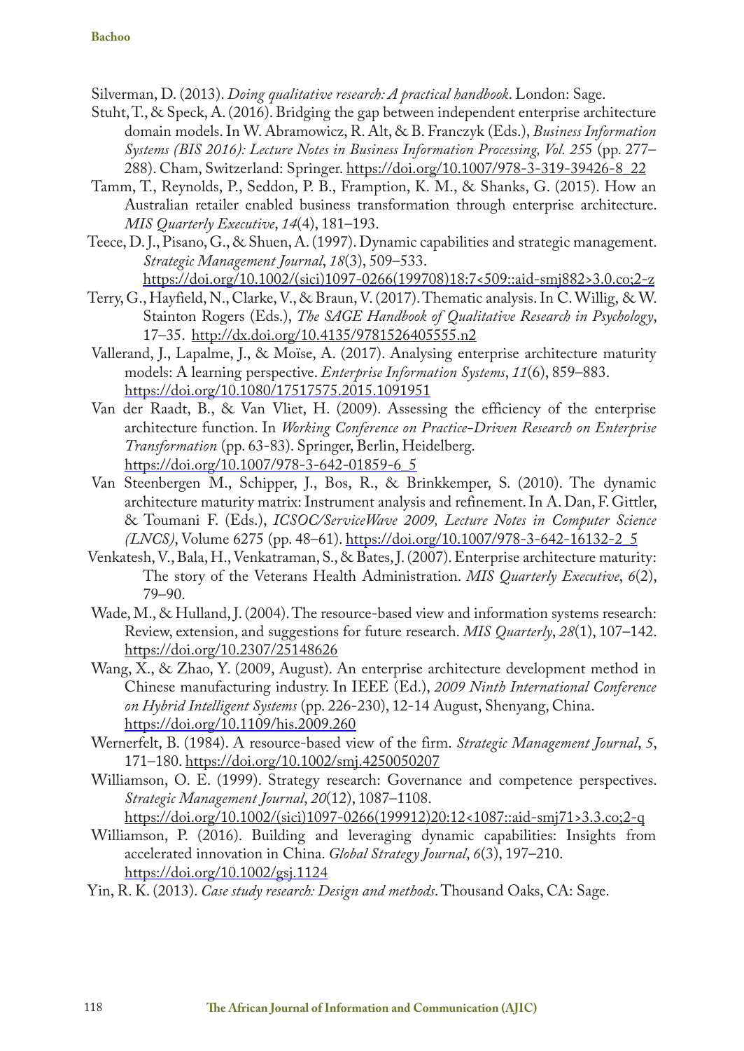Silverman, D. (2013). *Doing qualitative research: A practical handbook*. London: Sage.

Stuht, T., & Speck, A. (2016). Bridging the gap between independent enterprise architecture domain models. In W. Abramowicz, R. Alt, & B. Franczyk (Eds.), *Business Information Systems (BIS 2016): Lecture Notes in Business Information Processing, Vol. 255* (pp. 277–288). Cham, Switzerland: Springer. https://doi.org/10.1007/978-3-319-39426-8_22

Tamm, T., Reynolds, P., Seddon, P. B., Framption, K. M., & Shanks, G. (2015). How an Australian retailer enabled business transformation through enterprise architecture. *MIS Quarterly Executive*, *14*(4), 181–193.

Teece, D. J., Pisano, G., & Shuen, A. (1997). Dynamic capabilities and strategic management. *Strategic Management Journal*, *18*(3), 509–533. https://doi.org/10.1002/(sici)1097-0266(199708)18:7<509::aid-smj882>3.0.co;2-z

Terry, G., Hayfield, N., Clarke, V., & Braun, V. (2017). Thematic analysis. In C. Willig, & W. Stainton Rogers (Eds.), *The SAGE Handbook of Qualitative Research in Psychology*, 17–35. http://dx.doi.org/10.4135/9781526405555.n2

Vallerand, J., Lapalme, J., & Moïse, A. (2017). Analysing enterprise architecture maturity models: A learning perspective. *Enterprise Information Systems*, *11*(6), 859–883. https://doi.org/10.1080/17517575.2015.1091951

Van der Raadt, B., & Van Vliet, H. (2009). Assessing the efficiency of the enterprise architecture function. In *Working Conference on Practice-Driven Research on Enterprise Transformation* (pp. 63-83). Springer, Berlin, Heidelberg. https://doi.org/10.1007/978-3-642-01859-6_5

Van Steenbergen M., Schipper, J., Bos, R., & Brinkkemper, S. (2010). The dynamic architecture maturity matrix: Instrument analysis and refinement. In A. Dan, F. Gittler, & Toumani F. (Eds.), *ICSOC/ServiceWave 2009, Lecture Notes in Computer Science (LNCS)*, Volume 6275 (pp. 48–61). https://doi.org/10.1007/978-3-642-16132-2_5

Venkatesh, V., Bala, H., Venkatraman, S., & Bates, J. (2007). Enterprise architecture maturity: The story of the Veterans Health Administration. *MIS Quarterly Executive*, *6*(2), 79–90.

Wade, M., & Hulland, J. (2004). The resource-based view and information systems research: Review, extension, and suggestions for future research. *MIS Quarterly*, *28*(1), 107–142. https://doi.org/10.2307/25148626

Wang, X., & Zhao, Y. (2009, August). An enterprise architecture development method in Chinese manufacturing industry. In IEEE (Ed.), *2009 Ninth International Conference on Hybrid Intelligent Systems* (pp. 226-230), 12-14 August, Shenyang, China. https://doi.org/10.1109/his.2009.260

Wernerfelt, B. (1984). A resource-based view of the firm. *Strategic Management Journal*, *5*, 171–180. https://doi.org/10.1002/smj.4250050207

Williamson, O. E. (1999). Strategy research: Governance and competence perspectives. *Strategic Management Journal*, *20*(12), 1087–1108. https://doi.org/10.1002/(sici)1097-0266(199912)20:12<1087::aid-smj71>3.3.co;2-q

Williamson, P. (2016). Building and leveraging dynamic capabilities: Insights from accelerated innovation in China. *Global Strategy Journal*, *6*(3), 197–210. https://doi.org/10.1002/gsj.1124

Yin, R. K. (2013). *Case study research: Design and methods*. Thousand Oaks, CA: Sage.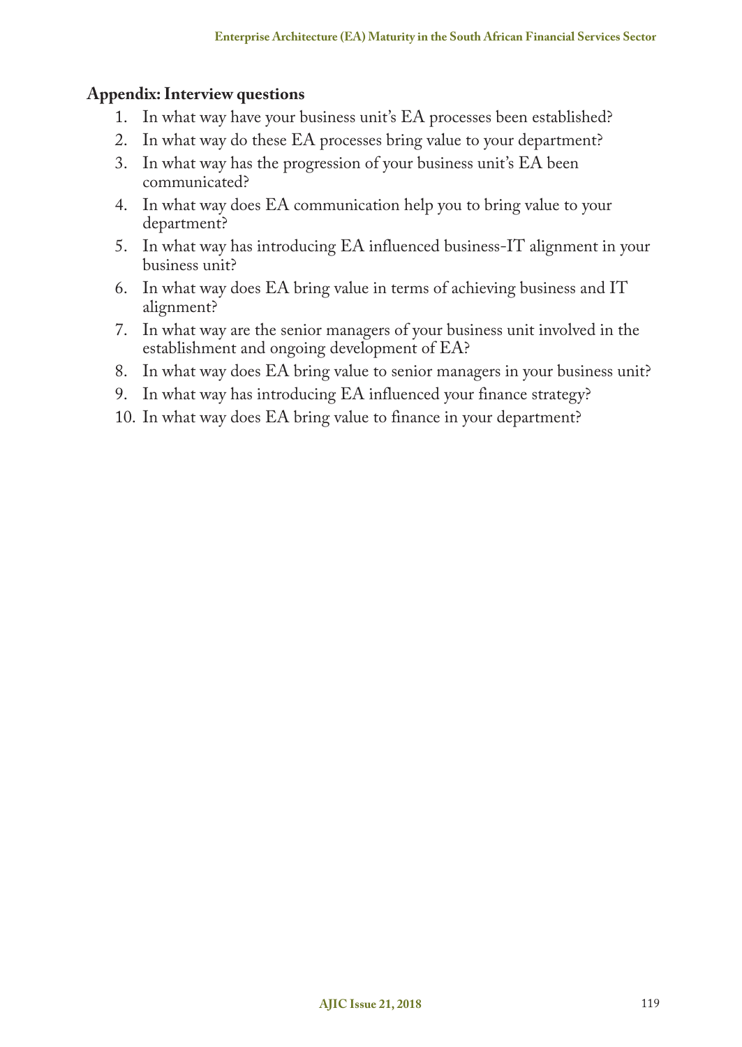## Appendix: Interview questions

1. In what way have your business unit's EA processes been established?
2. In what way do these EA processes bring value to your department?
3. In what way has the progression of your business unit's EA been communicated?
4. In what way does EA communication help you to bring value to your department?
5. In what way has introducing EA influenced business-IT alignment in your business unit?
6. In what way does EA bring value in terms of achieving business and IT alignment?
7. In what way are the senior managers of your business unit involved in the establishment and ongoing development of EA?
8. In what way does EA bring value to senior managers in your business unit?
9. In what way has introducing EA influenced your finance strategy?
10. In what way does EA bring value to finance in your department?